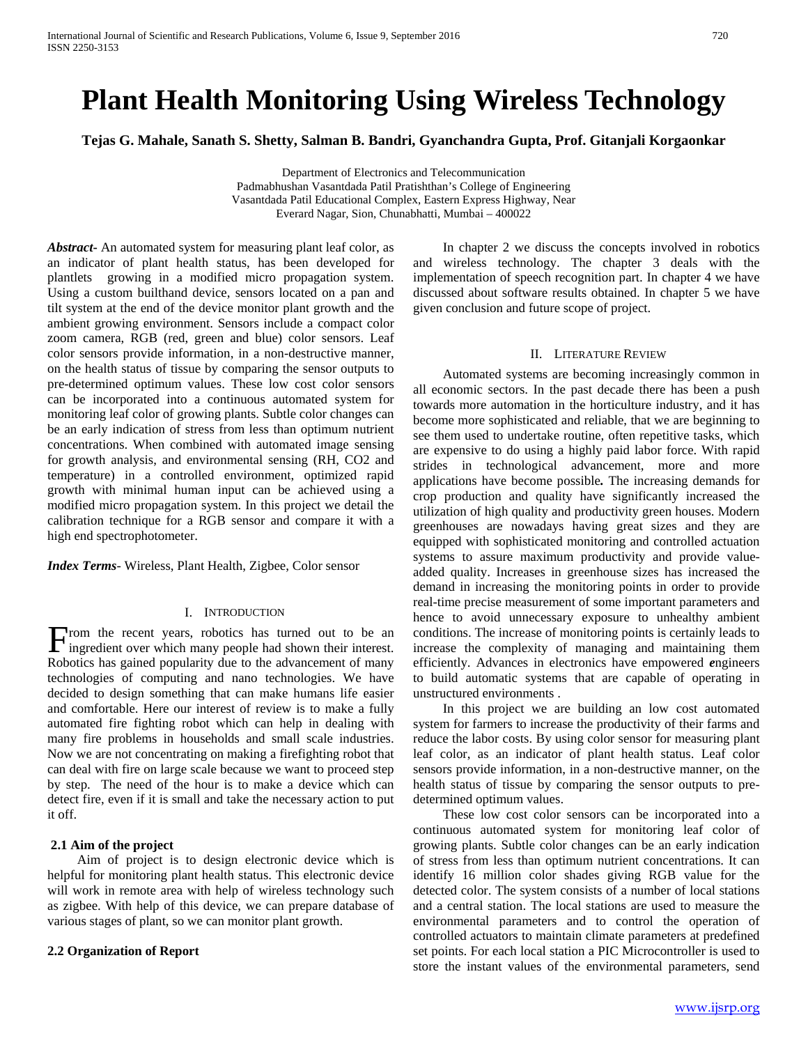# Plant Health Monitoring Using Wireless Technology

**Tejas G. Mahale, Sanath S. Shetty, Salman B. Bandri, Gyanchandra Gupta, Prof. Gitanjali Korgaonkar**

Department of Electronics and Telecommunication
Padmabhushan Vasantdada Patil Pratishthan's College of Engineering
Vasantdada Patil Educational Complex, Eastern Express Highway, Near
Everard Nagar, Sion, Chunabhatti, Mumbai – 400022

***Abstract***- An automated system for measuring plant leaf color, as an indicator of plant health status, has been developed for plantlets growing in a modified micro propagation system. Using a custom builthand device, sensors located on a pan and tilt system at the end of the device monitor plant growth and the ambient growing environment. Sensors include a compact color zoom camera, RGB (red, green and blue) color sensors. Leaf color sensors provide information, in a non-destructive manner, on the health status of tissue by comparing the sensor outputs to pre-determined optimum values. These low cost color sensors can be incorporated into a continuous automated system for monitoring leaf color of growing plants. Subtle color changes can be an early indication of stress from less than optimum nutrient concentrations. When combined with automated image sensing for growth analysis, and environmental sensing (RH, CO2 and temperature) in a controlled environment, optimized rapid growth with minimal human input can be achieved using a modified micro propagation system. In this project we detail the calibration technique for a RGB sensor and compare it with a high end spectrophotometer.

***Index Terms***- Wireless, Plant Health, Zigbee, Color sensor

## I. Introduction

From the recent years, robotics has turned out to be an ingredient over which many people had shown their interest. Robotics has gained popularity due to the advancement of many technologies of computing and nano technologies. We have decided to design something that can make humans life easier and comfortable. Here our interest of review is to make a fully automated fire fighting robot which can help in dealing with many fire problems in households and small scale industries. Now we are not concentrating on making a firefighting robot that can deal with fire on large scale because we want to proceed step by step. The need of the hour is to make a device which can detect fire, even if it is small and take the necessary action to put it off.

### 2.1 Aim of the project

Aim of project is to design electronic device which is helpful for monitoring plant health status. This electronic device will work in remote area with help of wireless technology such as zigbee. With help of this device, we can prepare database of various stages of plant, so we can monitor plant growth.

### 2.2 Organization of Report

In chapter 2 we discuss the concepts involved in robotics and wireless technology. The chapter 3 deals with the implementation of speech recognition part. In chapter 4 we have discussed about software results obtained. In chapter 5 we have given conclusion and future scope of project.

## II. Literature Review

Automated systems are becoming increasingly common in all economic sectors. In the past decade there has been a push towards more automation in the horticulture industry, and it has become more sophisticated and reliable, that we are beginning to see them used to undertake routine, often repetitive tasks, which are expensive to do using a highly paid labor force. With rapid strides in technological advancement, more and more applications have become possible*.* The increasing demands for crop production and quality have significantly increased the utilization of high quality and productivity green houses. Modern greenhouses are nowadays having great sizes and they are equipped with sophisticated monitoring and controlled actuation systems to assure maximum productivity and provide value-added quality. Increases in greenhouse sizes has increased the demand in increasing the monitoring points in order to provide real-time precise measurement of some important parameters and hence to avoid unnecessary exposure to unhealthy ambient conditions. The increase of monitoring points is certainly leads to increase the complexity of managing and maintaining them efficiently. Advances in electronics have empowered ***e***ngineers to build automatic systems that are capable of operating in unstructured environments .

In this project we are building an low cost automated system for farmers to increase the productivity of their farms and reduce the labor costs. By using color sensor for measuring plant leaf color, as an indicator of plant health status. Leaf color sensors provide information, in a non-destructive manner, on the health status of tissue by comparing the sensor outputs to pre-determined optimum values.

These low cost color sensors can be incorporated into a continuous automated system for monitoring leaf color of growing plants. Subtle color changes can be an early indication of stress from less than optimum nutrient concentrations. It can identify 16 million color shades giving RGB value for the detected color. The system consists of a number of local stations and a central station. The local stations are used to measure the environmental parameters and to control the operation of controlled actuators to maintain climate parameters at predefined set points. For each local station a PIC Microcontroller is used to store the instant values of the environmental parameters, send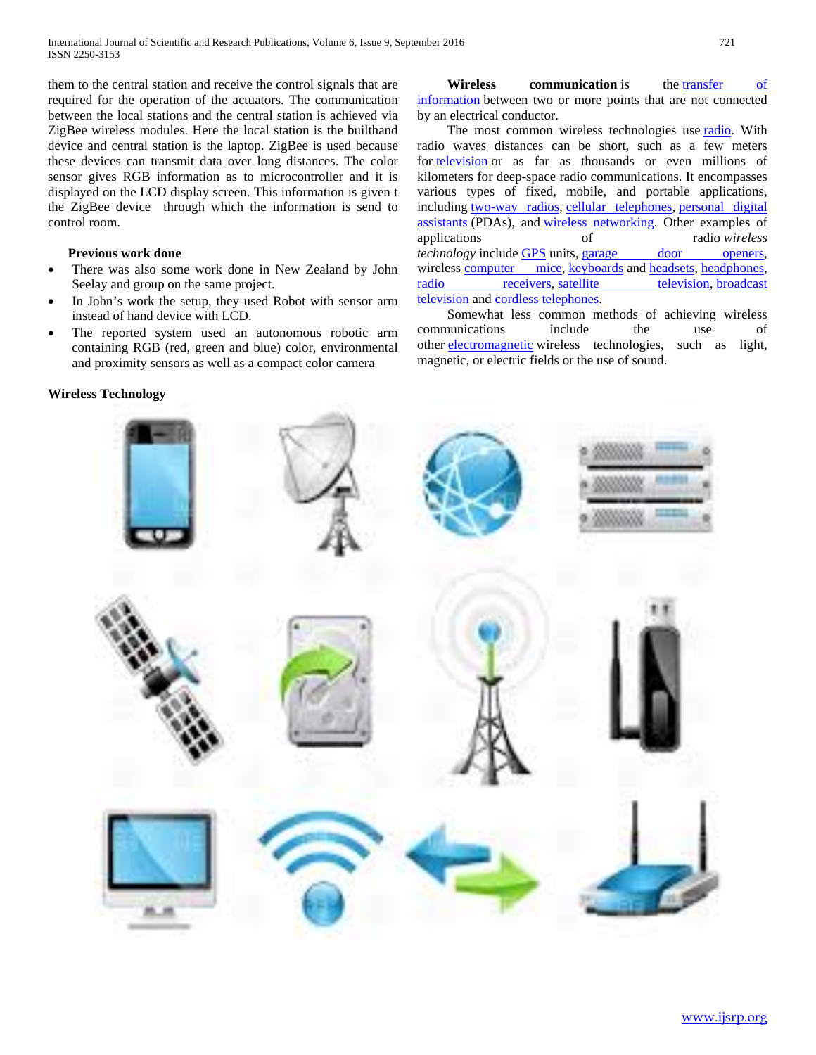them to the central station and receive the control signals that are required for the operation of the actuators. The communication between the local stations and the central station is achieved via ZigBee wireless modules. Here the local station is the builthand device and central station is the laptop. ZigBee is used because these devices can transmit data over long distances. The color sensor gives RGB information as to microcontroller and it is displayed on the LCD display screen. This information is given t the ZigBee device through which the information is send to control room.

**Previous work done**

- There was also some work done in New Zealand by John Seelay and group on the same project.
- In John's work the setup, they used Robot with sensor arm instead of hand device with LCD.
- The reported system used an autonomous robotic arm containing RGB (red, green and blue) color, environmental and proximity sensors as well as a compact color camera

**Wireless communication** is the transfer of information between two or more points that are not connected by an electrical conductor.

The most common wireless technologies use radio. With radio waves distances can be short, such as a few meters for television or as far as thousands or even millions of kilometers for deep-space radio communications. It encompasses various types of fixed, mobile, and portable applications, including two-way radios, cellular telephones, personal digital assistants (PDAs), and wireless networking. Other examples of applications of radio *wireless technology* include GPS units, garage door openers, wireless computer mice, keyboards and headsets, headphones, radio receivers, satellite television, broadcast television and cordless telephones.

Somewhat less common methods of achieving wireless communications include the use of other electromagnetic wireless technologies, such as light, magnetic, or electric fields or the use of sound.

**Wireless Technology**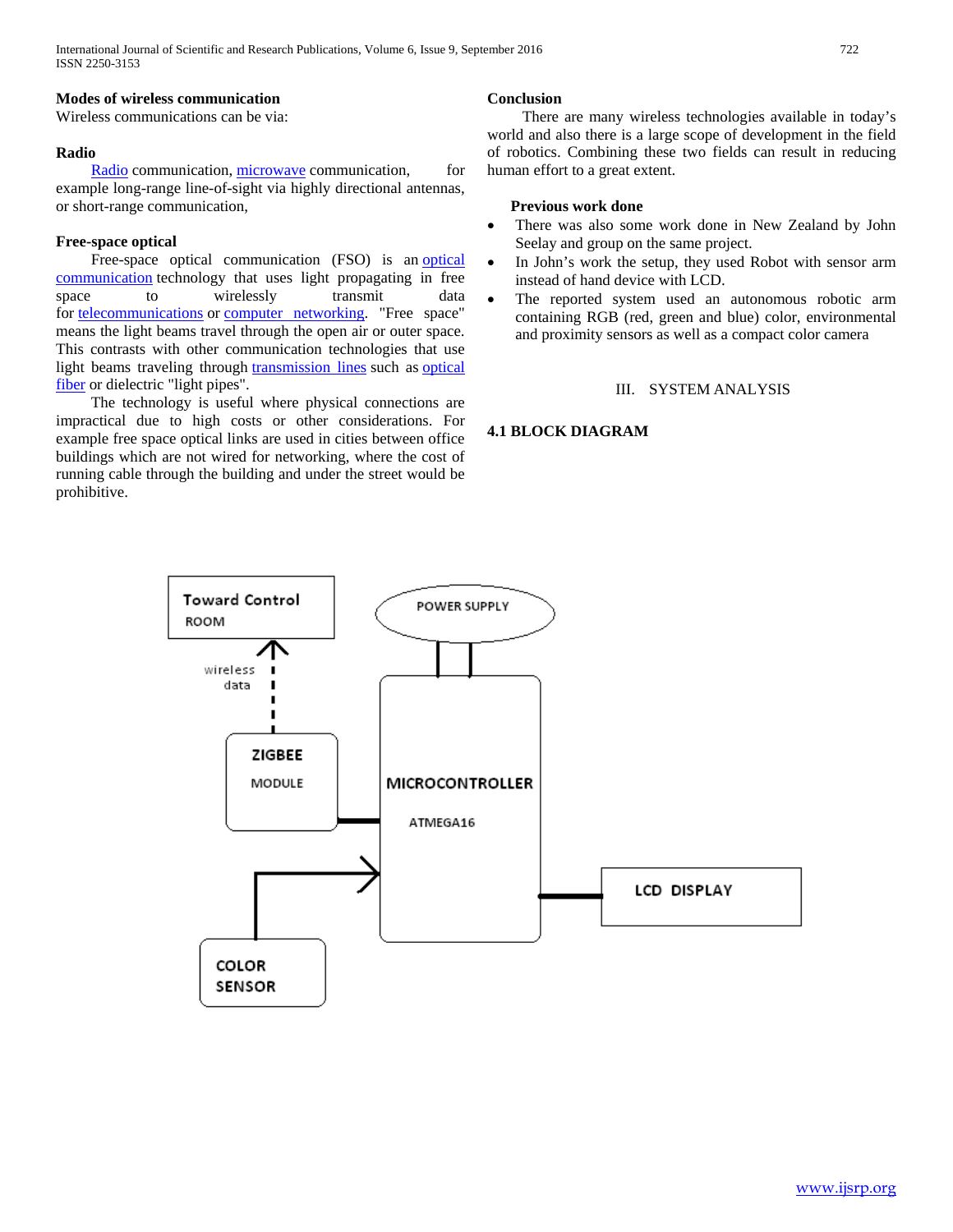**Modes of wireless communication**

Wireless communications can be via:

**Radio**

Radio communication, microwave communication, for example long-range line-of-sight via highly directional antennas, or short-range communication,

**Free-space optical**

Free-space optical communication (FSO) is an optical communication technology that uses light propagating in free space to wirelessly transmit data for telecommunications or computer networking. "Free space" means the light beams travel through the open air or outer space. This contrasts with other communication technologies that use light beams traveling through transmission lines such as optical fiber or dielectric "light pipes".

The technology is useful where physical connections are impractical due to high costs or other considerations. For example free space optical links are used in cities between office buildings which are not wired for networking, where the cost of running cable through the building and under the street would be prohibitive.

**Conclusion**

There are many wireless technologies available in today's world and also there is a large scope of development in the field of robotics. Combining these two fields can result in reducing human effort to a great extent.

**Previous work done**

- There was also some work done in New Zealand by John Seelay and group on the same project.
- In John's work the setup, they used Robot with sensor arm instead of hand device with LCD.
- The reported system used an autonomous robotic arm containing RGB (red, green and blue) color, environmental and proximity sensors as well as a compact color camera

## III. SYSTEM ANALYSIS

### 4.1 BLOCK DIAGRAM

Toward Control ROOM

POWER SUPPLY

wireless data

ZIGBEE MODULE

MICROCONTROLLER ATMEGA16

LCD DISPLAY

COLOR SENSOR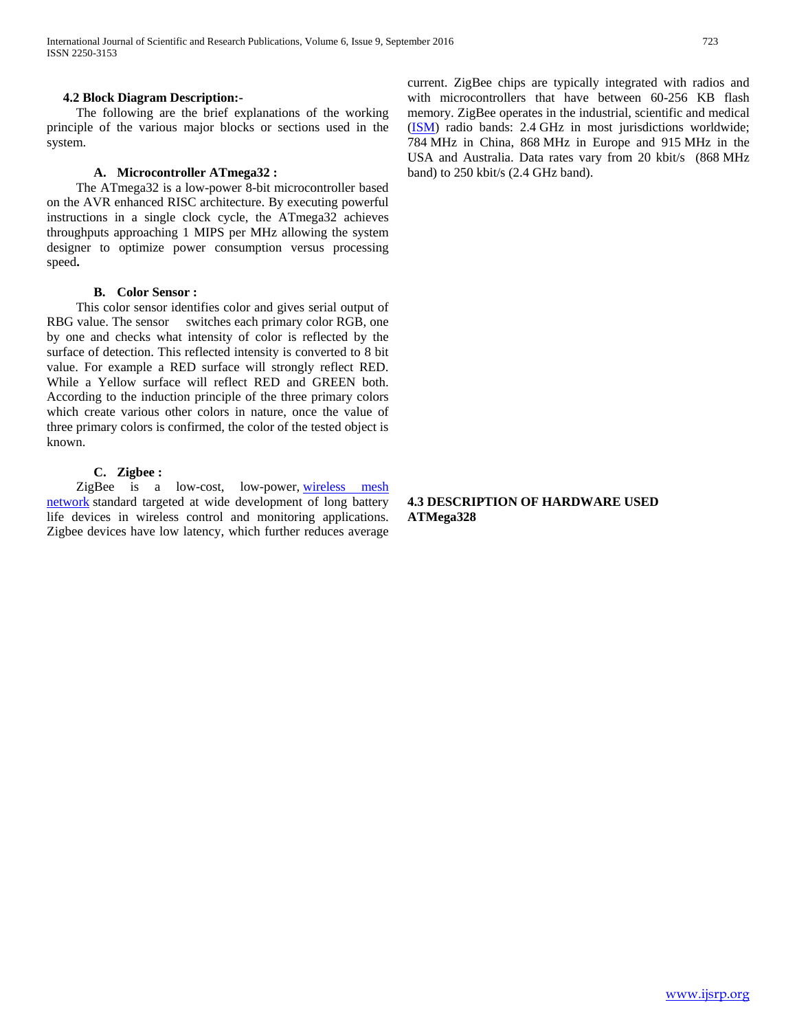### 4.2 Block Diagram Description:-

The following are the brief explanations of the working principle of the various major blocks or sections used in the system.

#### A. Microcontroller ATmega32 :

The ATmega32 is a low-power 8-bit microcontroller based on the AVR enhanced RISC architecture. By executing powerful instructions in a single clock cycle, the ATmega32 achieves throughputs approaching 1 MIPS per MHz allowing the system designer to optimize power consumption versus processing speed**.**

#### B. Color Sensor :

This color sensor identifies color and gives serial output of RBG value. The sensor switches each primary color RGB, one by one and checks what intensity of color is reflected by the surface of detection. This reflected intensity is converted to 8 bit value. For example a RED surface will strongly reflect RED. While a Yellow surface will reflect RED and GREEN both. According to the induction principle of the three primary colors which create various other colors in nature, once the value of three primary colors is confirmed, the color of the tested object is known.

#### C. Zigbee :

ZigBee is a low-cost, low-power, wireless mesh network standard targeted at wide development of long battery life devices in wireless control and monitoring applications. Zigbee devices have low latency, which further reduces average current. ZigBee chips are typically integrated with radios and with microcontrollers that have between 60-256 KB flash memory. ZigBee operates in the industrial, scientific and medical (ISM) radio bands: 2.4 GHz in most jurisdictions worldwide; 784 MHz in China, 868 MHz in Europe and 915 MHz in the USA and Australia. Data rates vary from 20 kbit/s (868 MHz band) to 250 kbit/s (2.4 GHz band).

### 4.3 DESCRIPTION OF HARDWARE USED

**ATMega328**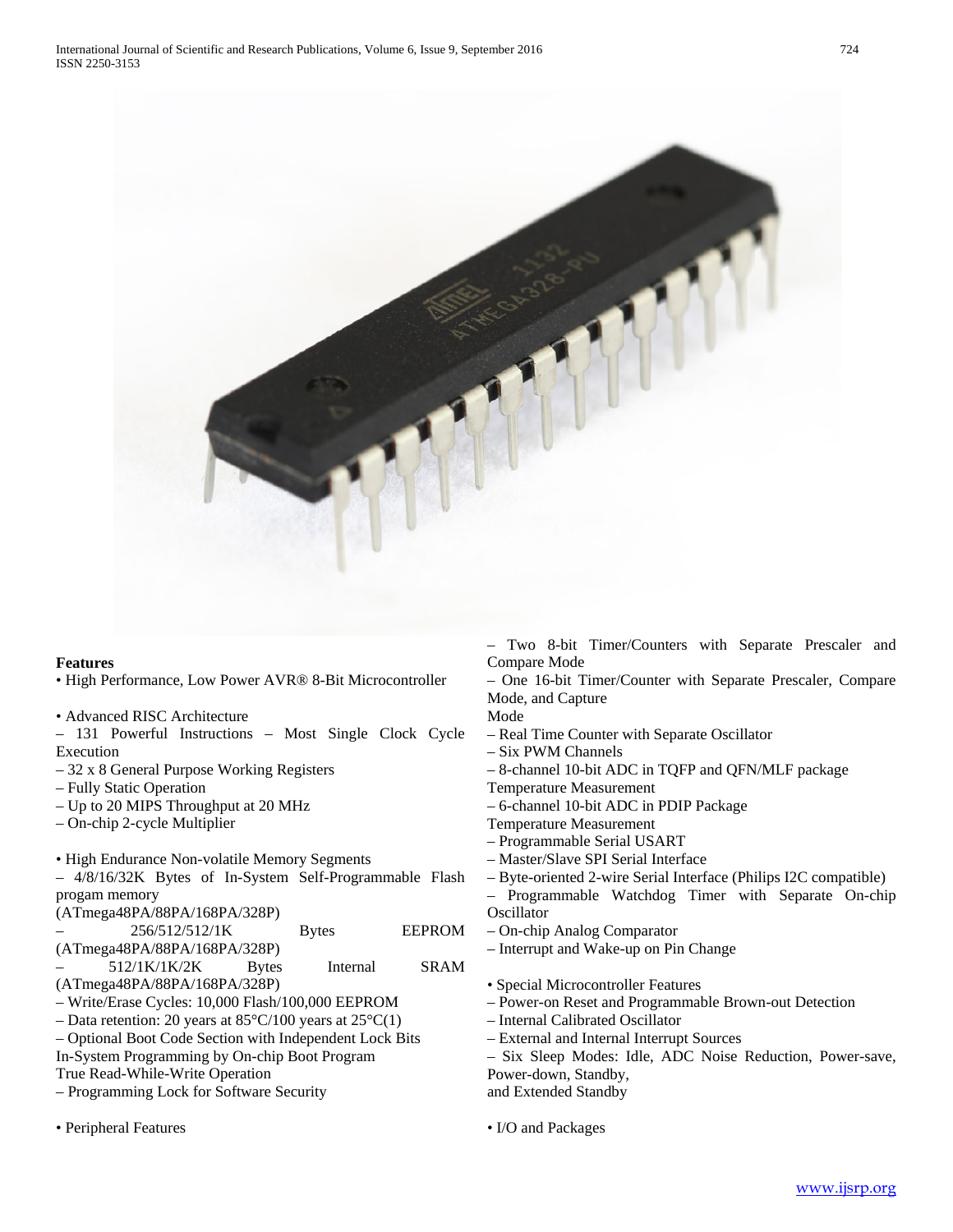**Features**

• High Performance, Low Power AVR® 8-Bit Microcontroller

• Advanced RISC Architecture

– 131 Powerful Instructions – Most Single Clock Cycle Execution

– 32 x 8 General Purpose Working Registers

– Fully Static Operation

– Up to 20 MIPS Throughput at 20 MHz

– On-chip 2-cycle Multiplier

• High Endurance Non-volatile Memory Segments

– 4/8/16/32K Bytes of In-System Self-Programmable Flash progam memory (ATmega48PA/88PA/168PA/328P)

– 256/512/512/1K Bytes EEPROM (ATmega48PA/88PA/168PA/328P)

– 512/1K/1K/2K Bytes Internal SRAM (ATmega48PA/88PA/168PA/328P)

– Write/Erase Cycles: 10,000 Flash/100,000 EEPROM

– Data retention: 20 years at 85°C/100 years at 25°C(1)

– Optional Boot Code Section with Independent Lock Bits

In-System Programming by On-chip Boot Program

True Read-While-Write Operation

– Programming Lock for Software Security

• Peripheral Features

– Two 8-bit Timer/Counters with Separate Prescaler and Compare Mode

– One 16-bit Timer/Counter with Separate Prescaler, Compare Mode, and Capture

Mode

– Real Time Counter with Separate Oscillator

– Six PWM Channels

– 8-channel 10-bit ADC in TQFP and QFN/MLF package

Temperature Measurement

– 6-channel 10-bit ADC in PDIP Package

Temperature Measurement

– Programmable Serial USART

– Master/Slave SPI Serial Interface

– Byte-oriented 2-wire Serial Interface (Philips I2C compatible)

– Programmable Watchdog Timer with Separate On-chip Oscillator

– On-chip Analog Comparator

– Interrupt and Wake-up on Pin Change

• Special Microcontroller Features

– Power-on Reset and Programmable Brown-out Detection

– Internal Calibrated Oscillator

– External and Internal Interrupt Sources

– Six Sleep Modes: Idle, ADC Noise Reduction, Power-save, Power-down, Standby,

and Extended Standby

• I/O and Packages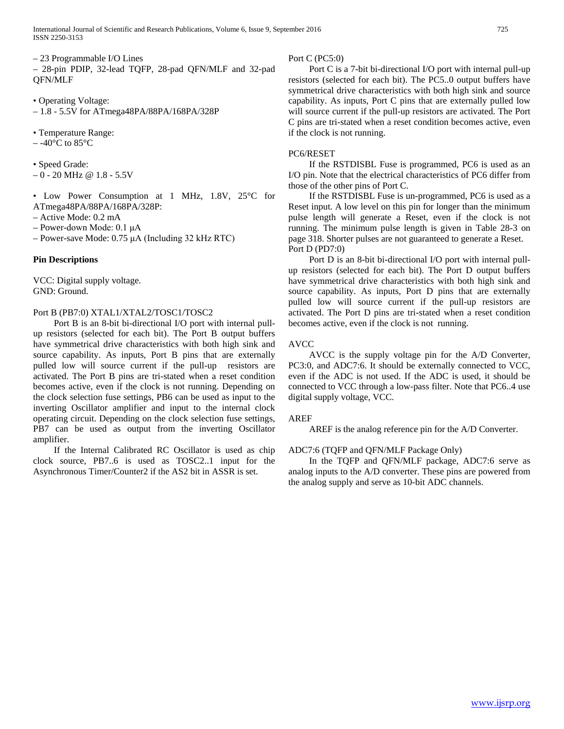– 23 Programmable I/O Lines

– 28-pin PDIP, 32-lead TQFP, 28-pad QFN/MLF and 32-pad QFN/MLF

• Operating Voltage:

– 1.8 - 5.5V for ATmega48PA/88PA/168PA/328P

• Temperature Range:

– -40°C to 85°C

• Speed Grade:

– 0 - 20 MHz @ 1.8 - 5.5V

• Low Power Consumption at 1 MHz, 1.8V, 25°C for ATmega48PA/88PA/168PA/328P:

– Active Mode: 0.2 mA

– Power-down Mode: 0.1 μA

– Power-save Mode: 0.75 μA (Including 32 kHz RTC)

**Pin Descriptions**

VCC: Digital supply voltage.
GND: Ground.

Port B (PB7:0) XTAL1/XTAL2/TOSC1/TOSC2

Port B is an 8-bit bi-directional I/O port with internal pull-up resistors (selected for each bit). The Port B output buffers have symmetrical drive characteristics with both high sink and source capability. As inputs, Port B pins that are externally pulled low will source current if the pull-up resistors are activated. The Port B pins are tri-stated when a reset condition becomes active, even if the clock is not running. Depending on the clock selection fuse settings, PB6 can be used as input to the inverting Oscillator amplifier and input to the internal clock operating circuit. Depending on the clock selection fuse settings, PB7 can be used as output from the inverting Oscillator amplifier.

If the Internal Calibrated RC Oscillator is used as chip clock source, PB7..6 is used as TOSC2..1 input for the Asynchronous Timer/Counter2 if the AS2 bit in ASSR is set.

Port C (PC5:0)

Port C is a 7-bit bi-directional I/O port with internal pull-up resistors (selected for each bit). The PC5..0 output buffers have symmetrical drive characteristics with both high sink and source capability. As inputs, Port C pins that are externally pulled low will source current if the pull-up resistors are activated. The Port C pins are tri-stated when a reset condition becomes active, even if the clock is not running.

PC6/RESET

If the RSTDISBL Fuse is programmed, PC6 is used as an I/O pin. Note that the electrical characteristics of PC6 differ from those of the other pins of Port C.

If the RSTDISBL Fuse is un-programmed, PC6 is used as a Reset input. A low level on this pin for longer than the minimum pulse length will generate a Reset, even if the clock is not running. The minimum pulse length is given in Table 28-3 on page 318. Shorter pulses are not guaranteed to generate a Reset.

Port D (PD7:0)

Port D is an 8-bit bi-directional I/O port with internal pull-up resistors (selected for each bit). The Port D output buffers have symmetrical drive characteristics with both high sink and source capability. As inputs, Port D pins that are externally pulled low will source current if the pull-up resistors are activated. The Port D pins are tri-stated when a reset condition becomes active, even if the clock is not running.

AVCC

AVCC is the supply voltage pin for the A/D Converter, PC3:0, and ADC7:6. It should be externally connected to VCC, even if the ADC is not used. If the ADC is used, it should be connected to VCC through a low-pass filter. Note that PC6..4 use digital supply voltage, VCC.

AREF

AREF is the analog reference pin for the A/D Converter.

ADC7:6 (TQFP and QFN/MLF Package Only)

In the TQFP and QFN/MLF package, ADC7:6 serve as analog inputs to the A/D converter. These pins are powered from the analog supply and serve as 10-bit ADC channels.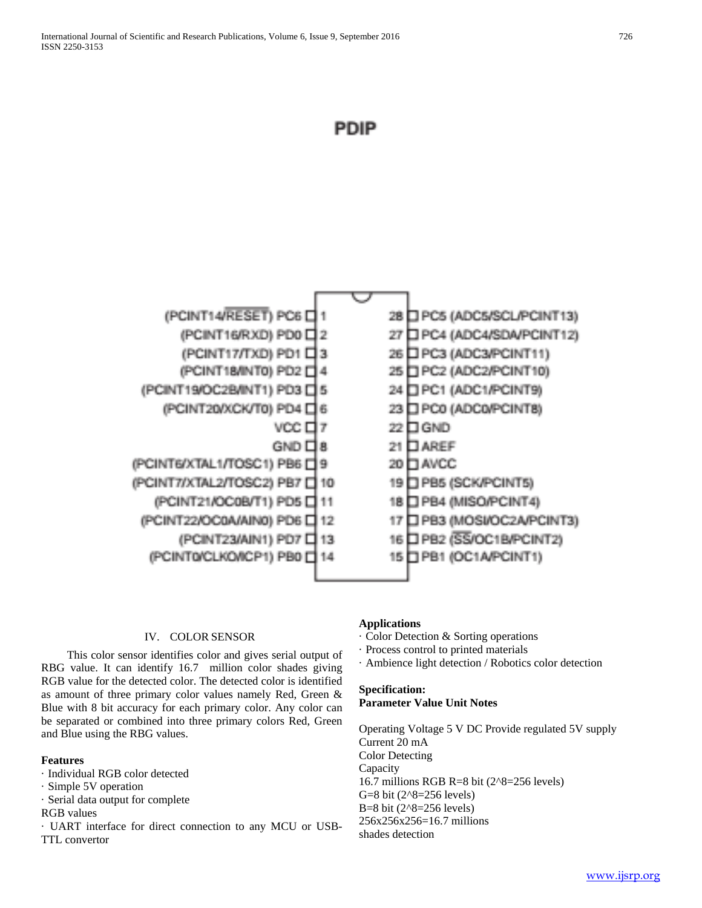PDIP

| Pin | Name | Pin | Name |
| --- | --- | --- | --- |
| 1 | (PCINT14/RESET) PC6 | 28 | PC5 (ADC5/SCL/PCINT13) |
| 2 | (PCINT16/RXD) PD0 | 27 | PC4 (ADC4/SDA/PCINT12) |
| 3 | (PCINT17/TXD) PD1 | 26 | PC3 (ADC3/PCINT11) |
| 4 | (PCINT18/INT0) PD2 | 25 | PC2 (ADC2/PCINT10) |
| 5 | (PCINT19/OC2B/INT1) PD3 | 24 | PC1 (ADC1/PCINT9) |
| 6 | (PCINT20/XCK/T0) PD4 | 23 | PC0 (ADC0/PCINT8) |
| 7 | VCC | 22 | GND |
| 8 | GND | 21 | AREF |
| 9 | (PCINT6/XTAL1/TOSC1) PB6 | 20 | AVCC |
| 10 | (PCINT7/XTAL2/TOSC2) PB7 | 19 | PB5 (SCK/PCINT5) |
| 11 | (PCINT21/OC0B/T1) PD5 | 18 | PB4 (MISO/PCINT4) |
| 12 | (PCINT22/OC0A/AIN0) PD6 | 17 | PB3 (MOSI/OC2A/PCINT3) |
| 13 | (PCINT23/AIN1) PD7 | 16 | PB2 (SS/OC1B/PCINT2) |
| 14 | (PCINT0/CLKO/ICP1) PB0 | 15 | PB1 (OC1A/PCINT1) |

## IV. COLOR SENSOR

This color sensor identifies color and gives serial output of RBG value. It can identify 16.7 million color shades giving RGB value for the detected color. The detected color is identified as amount of three primary color values namely Red, Green & Blue with 8 bit accuracy for each primary color. Any color can be separated or combined into three primary colors Red, Green and Blue using the RBG values.

**Features**

· Individual RGB color detected
· Simple 5V operation
· Serial data output for complete RGB values
· UART interface for direct connection to any MCU or USB-TTL convertor

**Applications**

· Color Detection & Sorting operations
· Process control to printed materials
· Ambience light detection / Robotics color detection

**Specification:**
**Parameter Value Unit Notes**

Operating Voltage 5 V DC Provide regulated 5V supply
Current 20 mA
Color Detecting
Capacity
16.7 millions RGB R=8 bit (2^8=256 levels)
G=8 bit (2^8=256 levels)
B=8 bit (2^8=256 levels)
256x256x256=16.7 millions
shades detection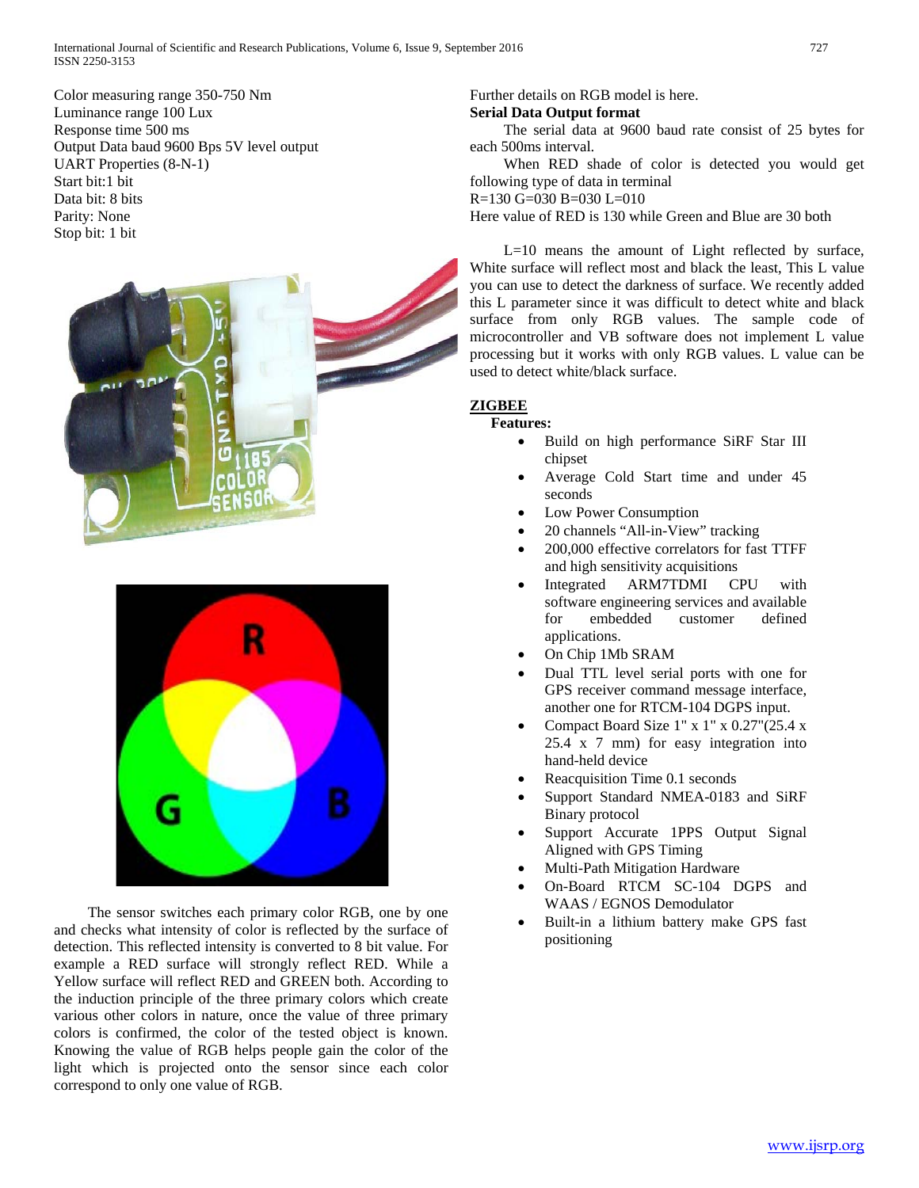Color measuring range 350-750 Nm
Luminance range 100 Lux
Response time 500 ms
Output Data baud 9600 Bps 5V level output
UART Properties (8-N-1)
Start bit:1 bit
Data bit: 8 bits
Parity: None
Stop bit: 1 bit

The sensor switches each primary color RGB, one by one and checks what intensity of color is reflected by the surface of detection. This reflected intensity is converted to 8 bit value. For example a RED surface will strongly reflect RED. While a Yellow surface will reflect RED and GREEN both. According to the induction principle of the three primary colors which create various other colors in nature, once the value of three primary colors is confirmed, the color of the tested object is known. Knowing the value of RGB helps people gain the color of the light which is projected onto the sensor since each color correspond to only one value of RGB.

Further details on RGB model is here.

**Serial Data Output format**

The serial data at 9600 baud rate consist of 25 bytes for each 500ms interval.

When RED shade of color is detected you would get following type of data in terminal

R=130 G=030 B=030 L=010

Here value of RED is 130 while Green and Blue are 30 both

L=10 means the amount of Light reflected by surface, White surface will reflect most and black the least, This L value you can use to detect the darkness of surface. We recently added this L parameter since it was difficult to detect white and black surface from only RGB values. The sample code of microcontroller and VB software does not implement L value processing but it works with only RGB values. L value can be used to detect white/black surface.

## ZIGBEE

**Features:**

- Build on high performance SiRF Star III chipset
- Average Cold Start time and under 45 seconds
- Low Power Consumption
- 20 channels "All-in-View" tracking
- 200,000 effective correlators for fast TTFF and high sensitivity acquisitions
- Integrated ARM7TDMI CPU with software engineering services and available for embedded customer defined applications.
- On Chip 1Mb SRAM
- Dual TTL level serial ports with one for GPS receiver command message interface, another one for RTCM-104 DGPS input.
- Compact Board Size 1" x 1" x 0.27"(25.4 x 25.4 x 7 mm) for easy integration into hand-held device
- Reacquisition Time 0.1 seconds
- Support Standard NMEA-0183 and SiRF Binary protocol
- Support Accurate 1PPS Output Signal Aligned with GPS Timing
- Multi-Path Mitigation Hardware
- On-Board RTCM SC-104 DGPS and WAAS / EGNOS Demodulator
- Built-in a lithium battery make GPS fast positioning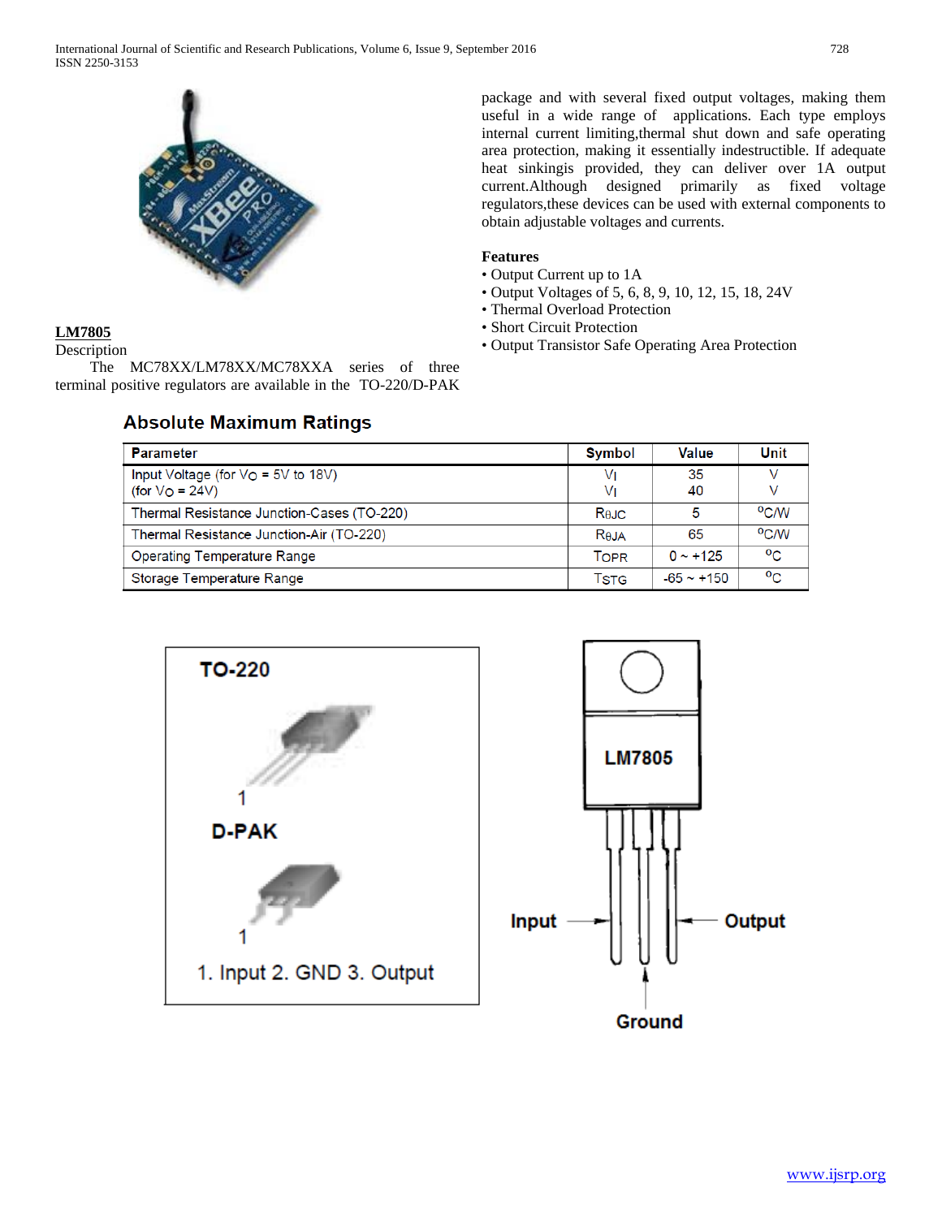**LM7805**

Description

The MC78XX/LM78XX/MC78XXA series of three terminal positive regulators are available in the TO-220/D-PAK package and with several fixed output voltages, making them useful in a wide range of applications. Each type employs internal current limiting,thermal shut down and safe operating area protection, making it essentially indestructible. If adequate heat sinkingis provided, they can deliver over 1A output current.Although designed primarily as fixed voltage regulators,these devices can be used with external components to obtain adjustable voltages and currents.

**Features**

- Output Current up to 1A
- Output Voltages of 5, 6, 8, 9, 10, 12, 15, 18, 24V
- Thermal Overload Protection
- Short Circuit Protection
- Output Transistor Safe Operating Area Protection

## Absolute Maximum Ratings

| Parameter | Symbol | Value | Unit |
| --- | --- | --- | --- |
| Input Voltage (for $V_O$ = 5V to 18V)<br>(for $V_O$ = 24V) | $V_I$<br>$V_I$ | 35<br>40 | V<br>V |
| Thermal Resistance Junction-Cases (TO-220) | $R_{\theta JC}$ | 5 | $^oC/W$ |
| Thermal Resistance Junction-Air (TO-220) | $R_{\theta JA}$ | 65 | $^oC/W$ |
| Operating Temperature Range | $T_{OPR}$ | 0 ~ +125 | $^oC$ |
| Storage Temperature Range | $T_{STG}$ | -65 ~ +150 | $^oC$ |

TO-220

1

D-PAK

1

1. Input 2. GND 3. Output

LM7805

Input

Output

Ground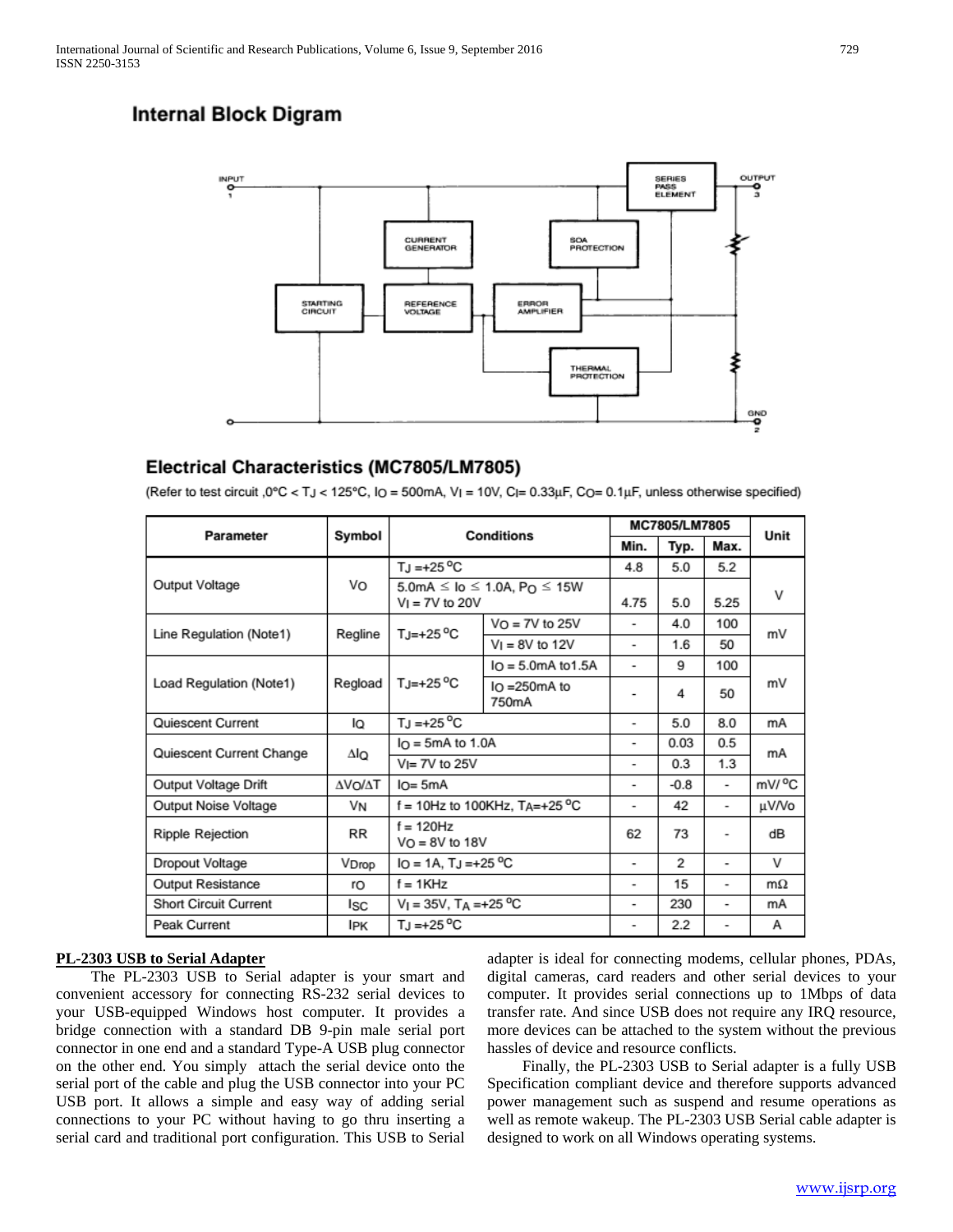## Internal Block Digram

INPUT
1
SERIES PASS ELEMENT
OUTPUT
3
CURRENT GENERATOR
SOA PROTECTION
STARTING CIRCUIT
REFERENCE VOLTAGE
ERROR AMPLIFIER
THERMAL PROTECTION
GND
2

## Electrical Characteristics (MC7805/LM7805)

(Refer to test circuit ,0°C < $T_J$ < 125°C, $I_O$ = 500mA, $V_I$ = 10V, $C_I$= 0.33µF, $C_O$= 0.1µF, unless otherwise specified)

| Parameter | Symbol | Conditions | | MC7805/LM7805 | | | Unit |
|---|---|---|---|---|---|---|---|
| | | | | Min. | Typ. | Max. | |
| Output Voltage | VO | $T_J$ =+25 °C | | 4.8 | 5.0 | 5.2 | V |
| | | 5.0mA ≤ Io ≤ 1.0A, $P_O$ ≤ 15W, $V_I$ = 7V to 20V | | 4.75 | 5.0 | 5.25 | |
| Line Regulation (Note1) | Regline | $T_J$=+25 °C | $V_O$ = 7V to 25V | - | 4.0 | 100 | mV |
| | | | $V_I$ = 8V to 12V | - | 1.6 | 50 | |
| Load Regulation (Note1) | Regload | $T_J$=+25 °C | $I_O$ = 5.0mA to1.5A | - | 9 | 100 | mV |
| | | | $I_O$ =250mA to 750mA | - | 4 | 50 | |
| Quiescent Current | IQ | $T_J$ =+25 °C | | - | 5.0 | 8.0 | mA |
| Quiescent Current Change | ΔIQ | $I_O$ = 5mA to 1.0A | | - | 0.03 | 0.5 | mA |
| | | $V_I$= 7V to 25V | | - | 0.3 | 1.3 | |
| Output Voltage Drift | ΔVO/ΔT | $I_O$= 5mA | | - | -0.8 | - | mV/ °C |
| Output Noise Voltage | VN | f = 10Hz to 100KHz, $T_A$=+25 °C | | - | 42 | - | µV/Vo |
| Ripple Rejection | RR | f = 120Hz, $V_O$ = 8V to 18V | | 62 | 73 | - | dB |
| Dropout Voltage | VDrop | $I_O$ = 1A, $T_J$ =+25 °C | | - | 2 | - | V |
| Output Resistance | rO | f = 1KHz | | - | 15 | - | mΩ |
| Short Circuit Current | ISC | $V_I$ = 35V, $T_A$ =+25 °C | | - | 230 | - | mA |
| Peak Current | IPK | $T_J$ =+25 °C | | - | 2.2 | - | A |

**PL-2303 USB to Serial Adapter**

The PL-2303 USB to Serial adapter is your smart and convenient accessory for connecting RS-232 serial devices to your USB-equipped Windows host computer. It provides a bridge connection with a standard DB 9-pin male serial port connector in one end and a standard Type-A USB plug connector on the other end. You simply attach the serial device onto the serial port of the cable and plug the USB connector into your PC USB port. It allows a simple and easy way of adding serial connections to your PC without having to go thru inserting a serial card and traditional port configuration. This USB to Serial adapter is ideal for connecting modems, cellular phones, PDAs, digital cameras, card readers and other serial devices to your computer. It provides serial connections up to 1Mbps of data transfer rate. And since USB does not require any IRQ resource, more devices can be attached to the system without the previous hassles of device and resource conflicts.

Finally, the PL-2303 USB to Serial adapter is a fully USB Specification compliant device and therefore supports advanced power management such as suspend and resume operations as well as remote wakeup. The PL-2303 USB Serial cable adapter is designed to work on all Windows operating systems.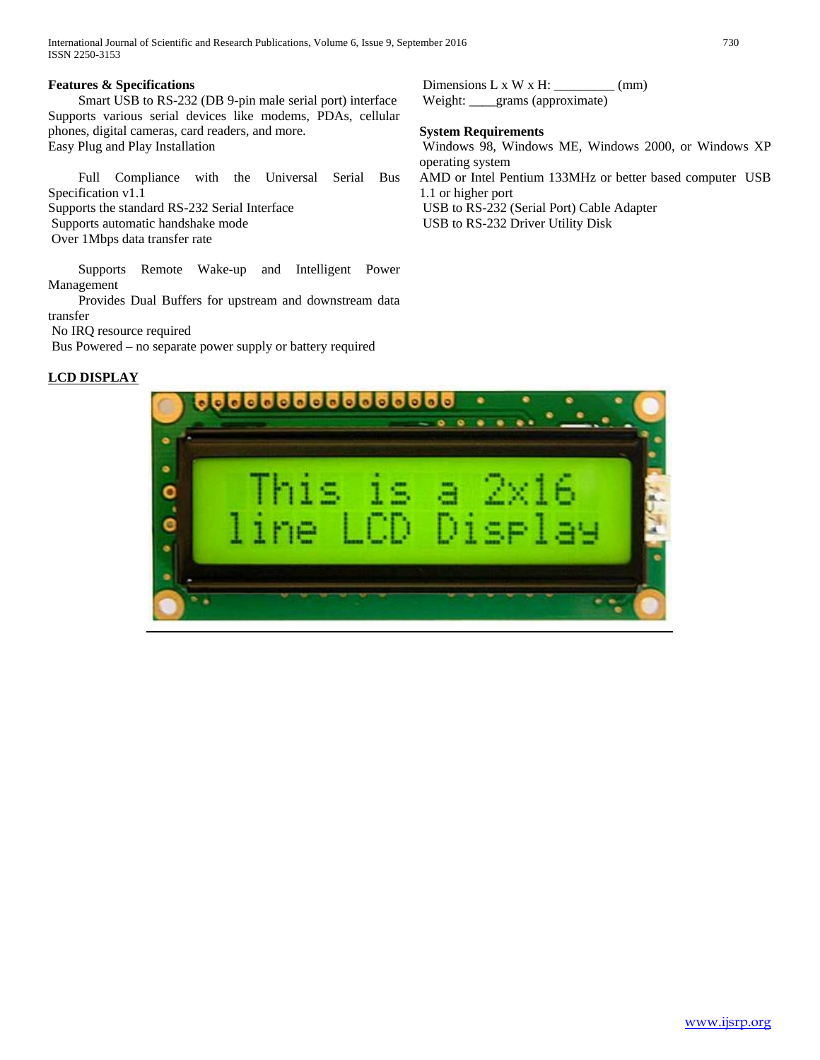**Features & Specifications**

Smart USB to RS-232 (DB 9-pin male serial port) interface Supports various serial devices like modems, PDAs, cellular phones, digital cameras, card readers, and more.
Easy Plug and Play Installation

Full Compliance with the Universal Serial Bus Specification v1.1
Supports the standard RS-232 Serial Interface
Supports automatic handshake mode
Over 1Mbps data transfer rate

Supports Remote Wake-up and Intelligent Power Management
Provides Dual Buffers for upstream and downstream data transfer
No IRQ resource required
Bus Powered – no separate power supply or battery required

Dimensions L x W x H: _________ (mm)
Weight: ____grams (approximate)

**System Requirements**

Windows 98, Windows ME, Windows 2000, or Windows XP operating system
AMD or Intel Pentium 133MHz or better based computer USB 1.1 or higher port
USB to RS-232 (Serial Port) Cable Adapter
USB to RS-232 Driver Utility Disk

**LCD DISPLAY**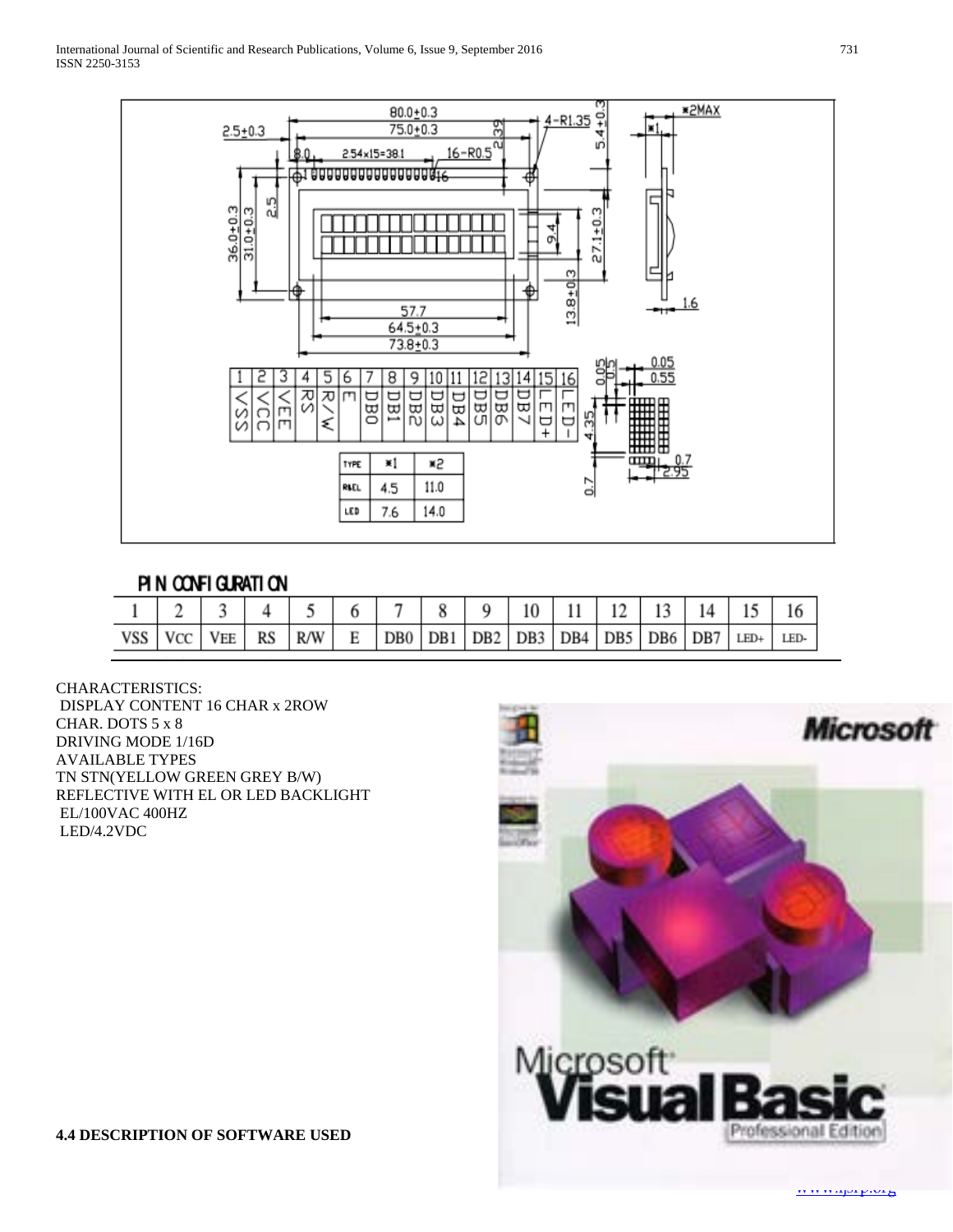PIN CONFIGURATION

| 1 | 2 | 3 | 4 | 5 | 6 | 7 | 8 | 9 | 10 | 11 | 12 | 13 | 14 | 15 | 16 |
|---|---|---|---|---|---|---|---|---|---|---|---|---|---|---|---|
| VSS | VCC | VEE | RS | R/W | E | DB0 | DB1 | DB2 | DB3 | DB4 | DB5 | DB6 | DB7 | LED+ | LED- |

CHARACTERISTICS:

DISPLAY CONTENT 16 CHAR x 2ROW

CHAR. DOTS 5 x 8

DRIVING MODE 1/16D

AVAILABLE TYPES

TN STN(YELLOW GREEN GREY B/W)

REFLECTIVE WITH EL OR LED BACKLIGHT

EL/100VAC 400HZ

LED/4.2VDC

**4.4 DESCRIPTION OF SOFTWARE USED**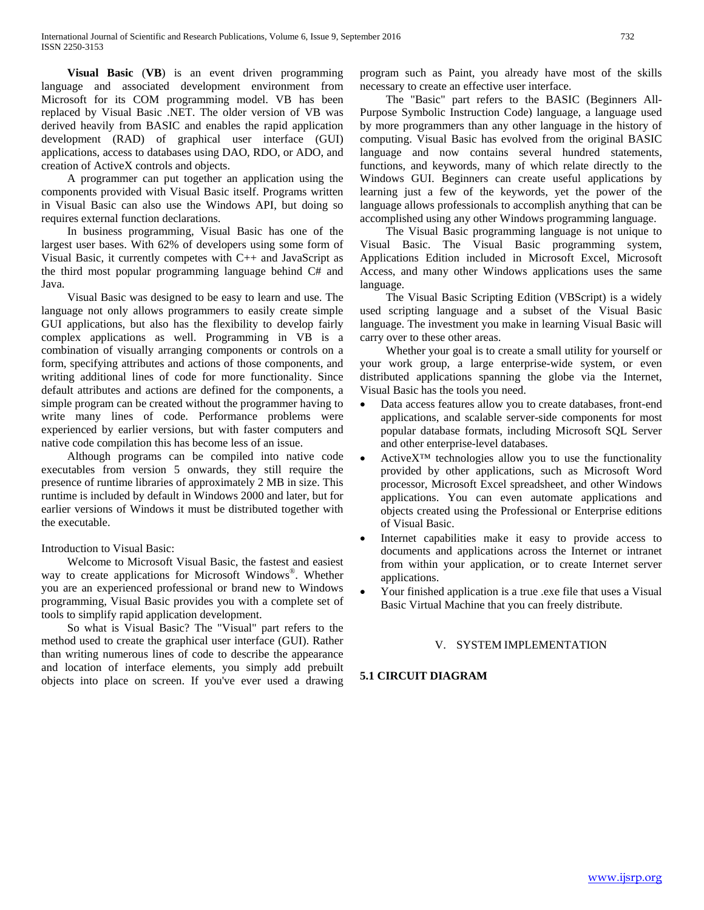**Visual Basic** (**VB**) is an event driven programming language and associated development environment from Microsoft for its COM programming model. VB has been replaced by Visual Basic .NET. The older version of VB was derived heavily from BASIC and enables the rapid application development (RAD) of graphical user interface (GUI) applications, access to databases using DAO, RDO, or ADO, and creation of ActiveX controls and objects.

A programmer can put together an application using the components provided with Visual Basic itself. Programs written in Visual Basic can also use the Windows API, but doing so requires external function declarations.

In business programming, Visual Basic has one of the largest user bases. With 62% of developers using some form of Visual Basic, it currently competes with C++ and JavaScript as the third most popular programming language behind C# and Java.

Visual Basic was designed to be easy to learn and use. The language not only allows programmers to easily create simple GUI applications, but also has the flexibility to develop fairly complex applications as well. Programming in VB is a combination of visually arranging components or controls on a form, specifying attributes and actions of those components, and writing additional lines of code for more functionality. Since default attributes and actions are defined for the components, a simple program can be created without the programmer having to write many lines of code. Performance problems were experienced by earlier versions, but with faster computers and native code compilation this has become less of an issue.

Although programs can be compiled into native code executables from version 5 onwards, they still require the presence of runtime libraries of approximately 2 MB in size. This runtime is included by default in Windows 2000 and later, but for earlier versions of Windows it must be distributed together with the executable.

Introduction to Visual Basic:

Welcome to Microsoft Visual Basic, the fastest and easiest way to create applications for Microsoft Windows®. Whether you are an experienced professional or brand new to Windows programming, Visual Basic provides you with a complete set of tools to simplify rapid application development.

So what is Visual Basic? The "Visual" part refers to the method used to create the graphical user interface (GUI). Rather than writing numerous lines of code to describe the appearance and location of interface elements, you simply add prebuilt objects into place on screen. If you've ever used a drawing program such as Paint, you already have most of the skills necessary to create an effective user interface.

The "Basic" part refers to the BASIC (Beginners All-Purpose Symbolic Instruction Code) language, a language used by more programmers than any other language in the history of computing. Visual Basic has evolved from the original BASIC language and now contains several hundred statements, functions, and keywords, many of which relate directly to the Windows GUI. Beginners can create useful applications by learning just a few of the keywords, yet the power of the language allows professionals to accomplish anything that can be accomplished using any other Windows programming language.

The Visual Basic programming language is not unique to Visual Basic. The Visual Basic programming system, Applications Edition included in Microsoft Excel, Microsoft Access, and many other Windows applications uses the same language.

The Visual Basic Scripting Edition (VBScript) is a widely used scripting language and a subset of the Visual Basic language. The investment you make in learning Visual Basic will carry over to these other areas.

Whether your goal is to create a small utility for yourself or your work group, a large enterprise-wide system, or even distributed applications spanning the globe via the Internet, Visual Basic has the tools you need.

- Data access features allow you to create databases, front-end applications, and scalable server-side components for most popular database formats, including Microsoft SQL Server and other enterprise-level databases.
- ActiveX™ technologies allow you to use the functionality provided by other applications, such as Microsoft Word processor, Microsoft Excel spreadsheet, and other Windows applications. You can even automate applications and objects created using the Professional or Enterprise editions of Visual Basic.
- Internet capabilities make it easy to provide access to documents and applications across the Internet or intranet from within your application, or to create Internet server applications.
- Your finished application is a true .exe file that uses a Visual Basic Virtual Machine that you can freely distribute.

## V. SYSTEM IMPLEMENTATION

### 5.1 CIRCUIT DIAGRAM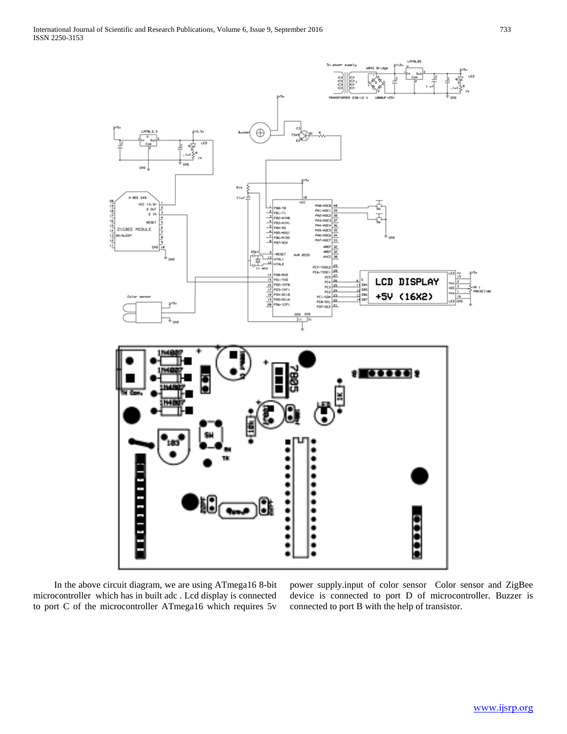In the above circuit diagram, we are using ATmega16 8-bit microcontroller which has in built adc . Lcd display is connected to port C of the microcontroller ATmega16 which requires 5v power supply.input of color sensor Color sensor and ZigBee device is connected to port D of microcontroller. Buzzer is connected to port B with the help of transistor.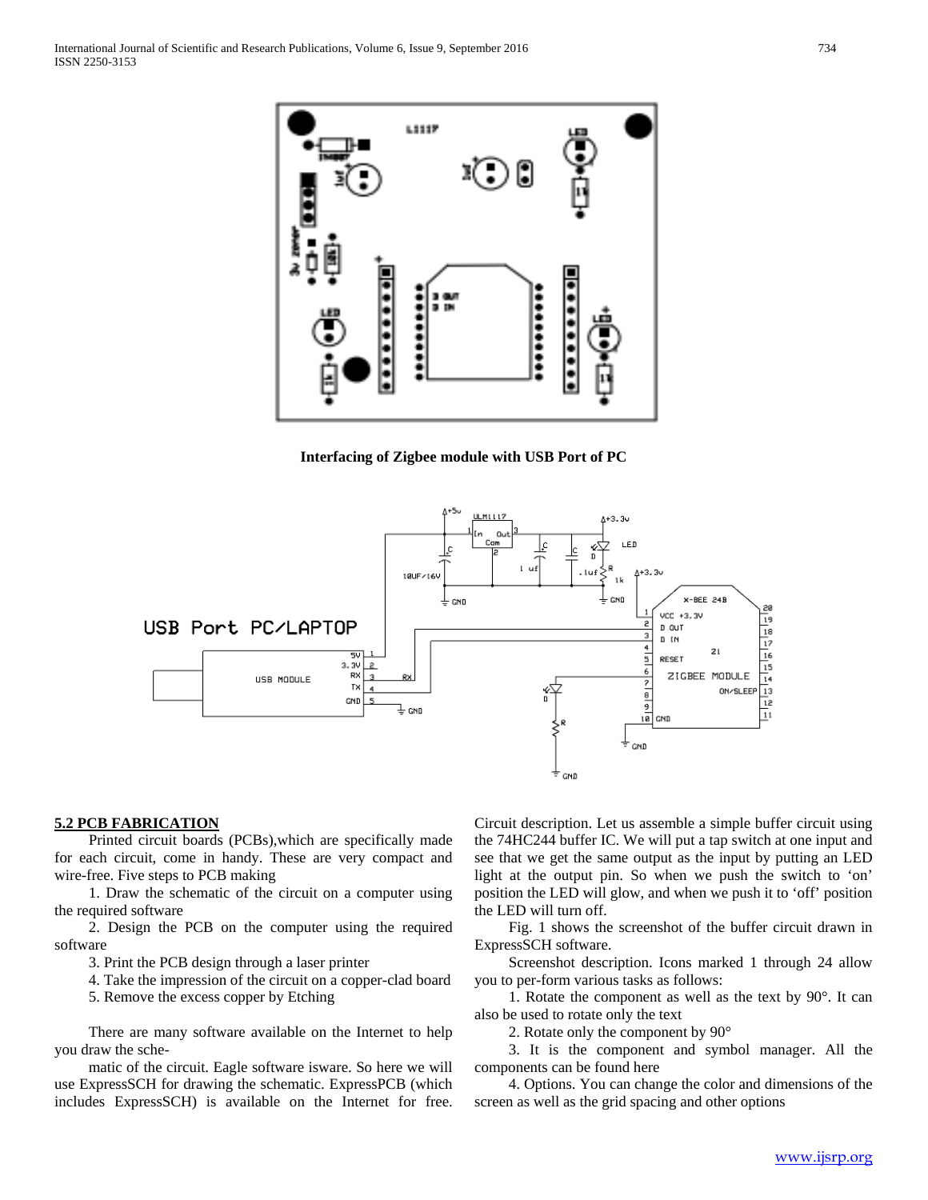**Interfacing of Zigbee module with USB Port of PC**

## 5.2 PCB FABRICATION

Printed circuit boards (PCBs),which are specifically made for each circuit, come in handy. These are very compact and wire-free. Five steps to PCB making

1. Draw the schematic of the circuit on a computer using the required software
2. Design the PCB on the computer using the required software
3. Print the PCB design through a laser printer
4. Take the impression of the circuit on a copper-clad board
5. Remove the excess copper by Etching

There are many software available on the Internet to help you draw the sche-

matic of the circuit. Eagle software isware. So here we will use ExpressSCH for drawing the schematic. ExpressPCB (which includes ExpressSCH) is available on the Internet for free. Circuit description. Let us assemble a simple buffer circuit using the 74HC244 buffer IC. We will put a tap switch at one input and see that we get the same output as the input by putting an LED light at the output pin. So when we push the switch to 'on' position the LED will glow, and when we push it to 'off' position the LED will turn off.

Fig. 1 shows the screenshot of the buffer circuit drawn in ExpressSCH software.

Screenshot description. Icons marked 1 through 24 allow you to per-form various tasks as follows:

1. Rotate the component as well as the text by 90°. It can also be used to rotate only the text
2. Rotate only the component by 90°
3. It is the component and symbol manager. All the components can be found here
4. Options. You can change the color and dimensions of the screen as well as the grid spacing and other options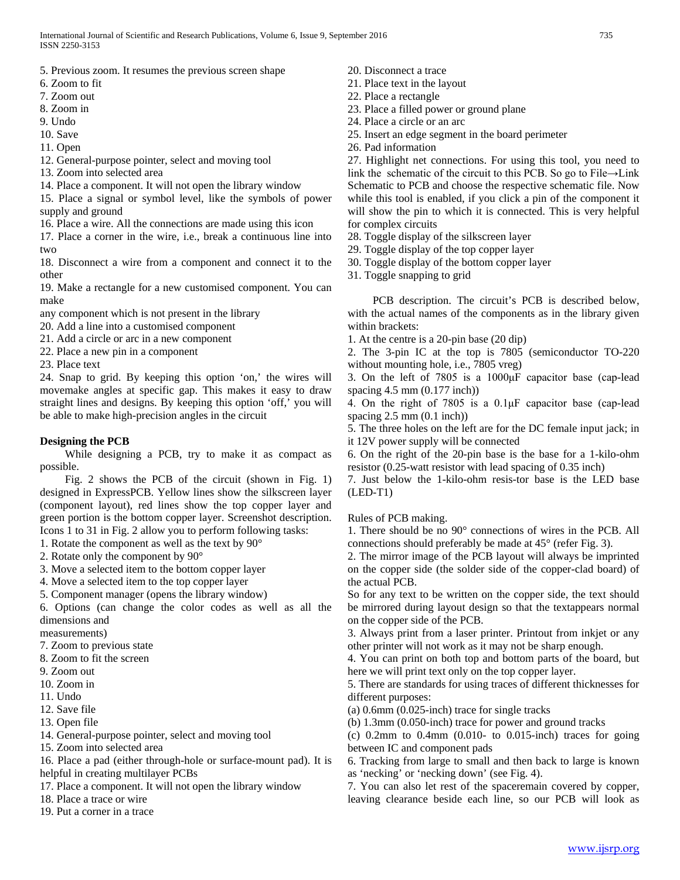5. Previous zoom. It resumes the previous screen shape
6. Zoom to fit
7. Zoom out
8. Zoom in
9. Undo
10. Save
11. Open
12. General-purpose pointer, select and moving tool
13. Zoom into selected area
14. Place a component. It will not open the library window
15. Place a signal or symbol level, like the symbols of power supply and ground
16. Place a wire. All the connections are made using this icon
17. Place a corner in the wire, i.e., break a continuous line into two
18. Disconnect a wire from a component and connect it to the other
19. Make a rectangle for a new customised component. You can make
any component which is not present in the library
20. Add a line into a customised component
21. Add a circle or arc in a new component
22. Place a new pin in a component
23. Place text
24. Snap to grid. By keeping this option 'on,' the wires will movemake angles at specific gap. This makes it easy to draw straight lines and designs. By keeping this option 'off,' you will be able to make high-precision angles in the circuit

**Designing the PCB**

While designing a PCB, try to make it as compact as possible.

Fig. 2 shows the PCB of the circuit (shown in Fig. 1) designed in ExpressPCB. Yellow lines show the silkscreen layer (component layout), red lines show the top copper layer and green portion is the bottom copper layer. Screenshot description. Icons 1 to 31 in Fig. 2 allow you to perform following tasks:

1. Rotate the component as well as the text by 90°
2. Rotate only the component by 90°
3. Move a selected item to the bottom copper layer
4. Move a selected item to the top copper layer
5. Component manager (opens the library window)
6. Options (can change the color codes as well as all the dimensions and
measurements)
7. Zoom to previous state
8. Zoom to fit the screen
9. Zoom out
10. Zoom in
11. Undo
12. Save file
13. Open file
14. General-purpose pointer, select and moving tool
15. Zoom into selected area
16. Place a pad (either through-hole or surface-mount pad). It is helpful in creating multilayer PCBs
17. Place a component. It will not open the library window
18. Place a trace or wire
19. Put a corner in a trace
20. Disconnect a trace
21. Place text in the layout
22. Place a rectangle
23. Place a filled power or ground plane
24. Place a circle or an arc
25. Insert an edge segment in the board perimeter
26. Pad information
27. Highlight net connections. For using this tool, you need to link the schematic of the circuit to this PCB. So go to File→Link Schematic to PCB and choose the respective schematic file. Now while this tool is enabled, if you click a pin of the component it will show the pin to which it is connected. This is very helpful for complex circuits
28. Toggle display of the silkscreen layer
29. Toggle display of the top copper layer
30. Toggle display of the bottom copper layer
31. Toggle snapping to grid

PCB description. The circuit's PCB is described below, with the actual names of the components as in the library given within brackets:

1. At the centre is a 20-pin base (20 dip)
2. The 3-pin IC at the top is 7805 (semiconductor TO-220 without mounting hole, i.e., 7805 vreg)
3. On the left of 7805 is a 1000μF capacitor base (cap-lead spacing 4.5 mm (0.177 inch))
4. On the right of 7805 is a 0.1μF capacitor base (cap-lead spacing 2.5 mm (0.1 inch))
5. The three holes on the left are for the DC female input jack; in it 12V power supply will be connected
6. On the right of the 20-pin base is the base for a 1-kilo-ohm resistor (0.25-watt resistor with lead spacing of 0.35 inch)
7. Just below the 1-kilo-ohm resis-tor base is the LED base (LED-T1)

Rules of PCB making.

1. There should be no 90° connections of wires in the PCB. All connections should preferably be made at 45° (refer Fig. 3).
2. The mirror image of the PCB layout will always be imprinted on the copper side (the solder side of the copper-clad board) of the actual PCB.
So for any text to be written on the copper side, the text should be mirrored during layout design so that the textappears normal on the copper side of the PCB.
3. Always print from a laser printer. Printout from inkjet or any other printer will not work as it may not be sharp enough.
4. You can print on both top and bottom parts of the board, but here we will print text only on the top copper layer.
5. There are standards for using traces of different thicknesses for different purposes:
(a) 0.6mm (0.025-inch) trace for single tracks
(b) 1.3mm (0.050-inch) trace for power and ground tracks
(c) 0.2mm to 0.4mm (0.010- to 0.015-inch) traces for going between IC and component pads
6. Tracking from large to small and then back to large is known as 'necking' or 'necking down' (see Fig. 4).
7. You can also let rest of the spaceremain covered by copper, leaving clearance beside each line, so our PCB will look as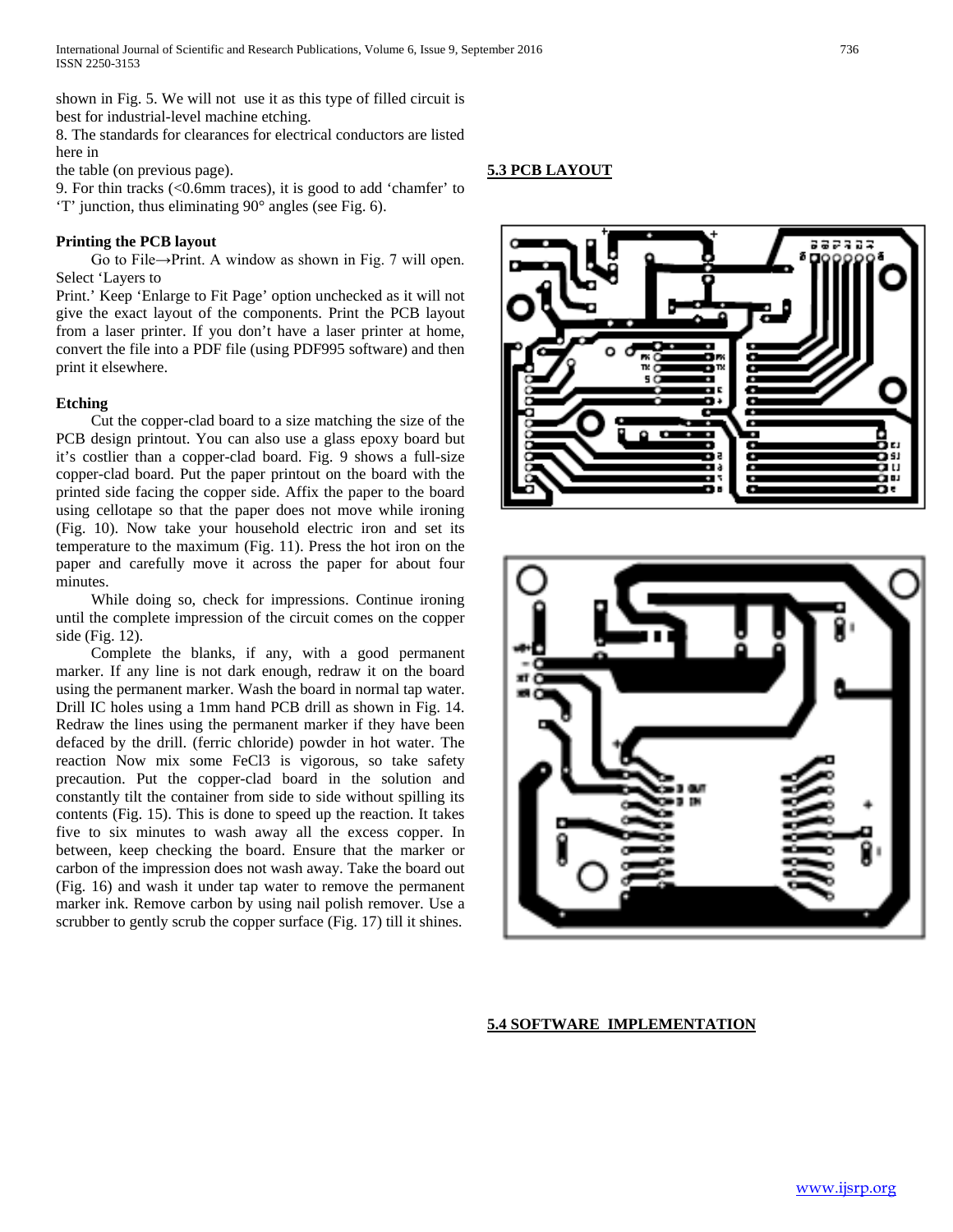shown in Fig. 5. We will not use it as this type of filled circuit is best for industrial-level machine etching.

8. The standards for clearances for electrical conductors are listed here in
the table (on previous page).

9. For thin tracks (<0.6mm traces), it is good to add 'chamfer' to 'T' junction, thus eliminating 90° angles (see Fig. 6).

### Printing the PCB layout

Go to File→Print. A window as shown in Fig. 7 will open. Select 'Layers to
Print.' Keep 'Enlarge to Fit Page' option unchecked as it will not give the exact layout of the components. Print the PCB layout from a laser printer. If you don't have a laser printer at home, convert the file into a PDF file (using PDF995 software) and then print it elsewhere.

### Etching

Cut the copper-clad board to a size matching the size of the PCB design printout. You can also use a glass epoxy board but it's costlier than a copper-clad board. Fig. 9 shows a full-size copper-clad board. Put the paper printout on the board with the printed side facing the copper side. Affix the paper to the board using cellotape so that the paper does not move while ironing (Fig. 10). Now take your household electric iron and set its temperature to the maximum (Fig. 11). Press the hot iron on the paper and carefully move it across the paper for about four minutes.

While doing so, check for impressions. Continue ironing until the complete impression of the circuit comes on the copper side (Fig. 12).

Complete the blanks, if any, with a good permanent marker. If any line is not dark enough, redraw it on the board using the permanent marker. Wash the board in normal tap water. Drill IC holes using a 1mm hand PCB drill as shown in Fig. 14. Redraw the lines using the permanent marker if they have been defaced by the drill. (ferric chloride) powder in hot water. The reaction Now mix some $FeCl_3$ is vigorous, so take safety precaution. Put the copper-clad board in the solution and constantly tilt the container from side to side without spilling its contents (Fig. 15). This is done to speed up the reaction. It takes five to six minutes to wash away all the excess copper. In between, keep checking the board. Ensure that the marker or carbon of the impression does not wash away. Take the board out (Fig. 16) and wash it under tap water to remove the permanent marker ink. Remove carbon by using nail polish remover. Use a scrubber to gently scrub the copper surface (Fig. 17) till it shines.

## 5.3 PCB LAYOUT

## 5.4 SOFTWARE IMPLEMENTATION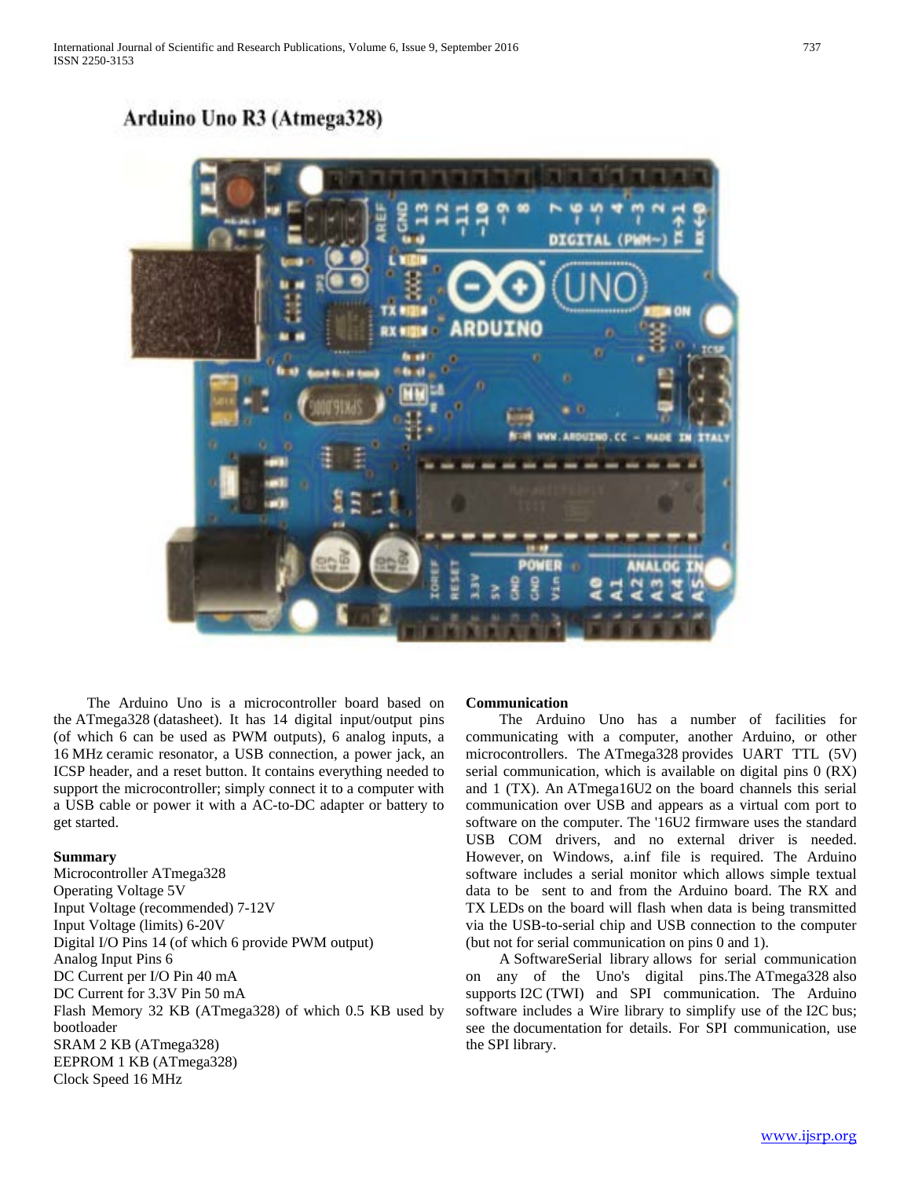## Arduino Uno R3 (Atmega328)

The Arduino Uno is a microcontroller board based on the ATmega328 (datasheet). It has 14 digital input/output pins (of which 6 can be used as PWM outputs), 6 analog inputs, a 16 MHz ceramic resonator, a USB connection, a power jack, an ICSP header, and a reset button. It contains everything needed to support the microcontroller; simply connect it to a computer with a USB cable or power it with a AC-to-DC adapter or battery to get started.

**Summary**

Microcontroller ATmega328
Operating Voltage 5V
Input Voltage (recommended) 7-12V
Input Voltage (limits) 6-20V
Digital I/O Pins 14 (of which 6 provide PWM output)
Analog Input Pins 6
DC Current per I/O Pin 40 mA
DC Current for 3.3V Pin 50 mA
Flash Memory 32 KB (ATmega328) of which 0.5 KB used by bootloader
SRAM 2 KB (ATmega328)
EEPROM 1 KB (ATmega328)
Clock Speed 16 MHz

**Communication**

The Arduino Uno has a number of facilities for communicating with a computer, another Arduino, or other microcontrollers. The ATmega328 provides UART TTL (5V) serial communication, which is available on digital pins 0 (RX) and 1 (TX). An ATmega16U2 on the board channels this serial communication over USB and appears as a virtual com port to software on the computer. The '16U2 firmware uses the standard USB COM drivers, and no external driver is needed. However, on Windows, a.inf file is required. The Arduino software includes a serial monitor which allows simple textual data to be sent to and from the Arduino board. The RX and TX LEDs on the board will flash when data is being transmitted via the USB-to-serial chip and USB connection to the computer (but not for serial communication on pins 0 and 1).

A SoftwareSerial library allows for serial communication on any of the Uno's digital pins.The ATmega328 also supports I2C (TWI) and SPI communication. The Arduino software includes a Wire library to simplify use of the I2C bus; see the documentation for details. For SPI communication, use the SPI library.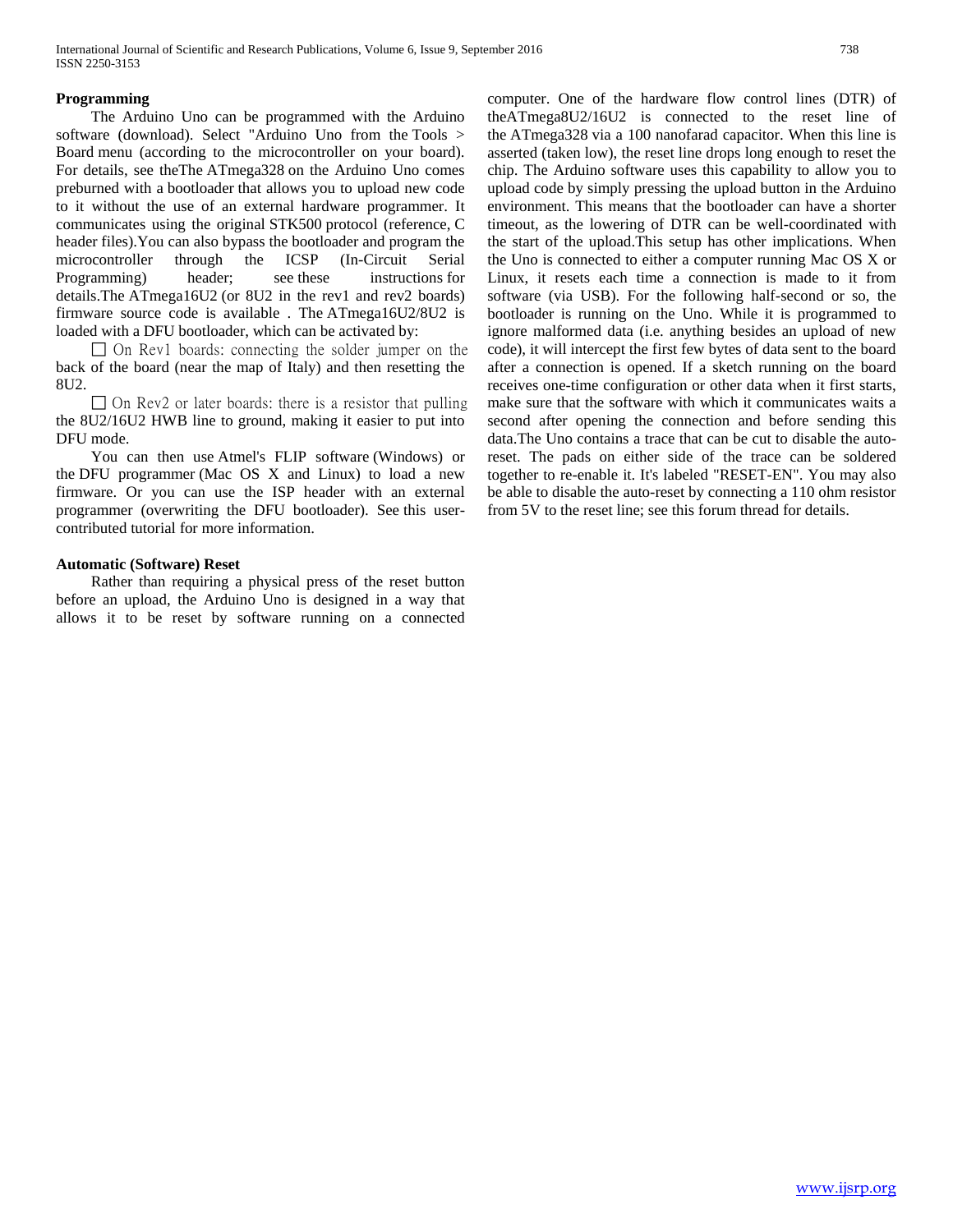**Programming**

The Arduino Uno can be programmed with the Arduino software (download). Select "Arduino Uno from the Tools > Board menu (according to the microcontroller on your board). For details, see theThe ATmega328 on the Arduino Uno comes preburned with a bootloader that allows you to upload new code to it without the use of an external hardware programmer. It communicates using the original STK500 protocol (reference, C header files).You can also bypass the bootloader and program the microcontroller through the ICSP (In-Circuit Serial Programming) header; see these instructions for details.The ATmega16U2 (or 8U2 in the rev1 and rev2 boards) firmware source code is available . The ATmega16U2/8U2 is loaded with a DFU bootloader, which can be activated by:

- On Rev1 boards: connecting the solder jumper on the back of the board (near the map of Italy) and then resetting the 8U2.
- On Rev2 or later boards: there is a resistor that pulling the 8U2/16U2 HWB line to ground, making it easier to put into DFU mode.

You can then use Atmel's FLIP software (Windows) or the DFU programmer (Mac OS X and Linux) to load a new firmware. Or you can use the ISP header with an external programmer (overwriting the DFU bootloader). See this user-contributed tutorial for more information.

**Automatic (Software) Reset**

Rather than requiring a physical press of the reset button before an upload, the Arduino Uno is designed in a way that allows it to be reset by software running on a connected computer. One of the hardware flow control lines (DTR) of theATmega8U2/16U2 is connected to the reset line of the ATmega328 via a 100 nanofarad capacitor. When this line is asserted (taken low), the reset line drops long enough to reset the chip. The Arduino software uses this capability to allow you to upload code by simply pressing the upload button in the Arduino environment. This means that the bootloader can have a shorter timeout, as the lowering of DTR can be well-coordinated with the start of the upload.This setup has other implications. When the Uno is connected to either a computer running Mac OS X or Linux, it resets each time a connection is made to it from software (via USB). For the following half-second or so, the bootloader is running on the Uno. While it is programmed to ignore malformed data (i.e. anything besides an upload of new code), it will intercept the first few bytes of data sent to the board after a connection is opened. If a sketch running on the board receives one-time configuration or other data when it first starts, make sure that the software with which it communicates waits a second after opening the connection and before sending this data.The Uno contains a trace that can be cut to disable the auto-reset. The pads on either side of the trace can be soldered together to re-enable it. It's labeled "RESET-EN". You may also be able to disable the auto-reset by connecting a 110 ohm resistor from 5V to the reset line; see this forum thread for details.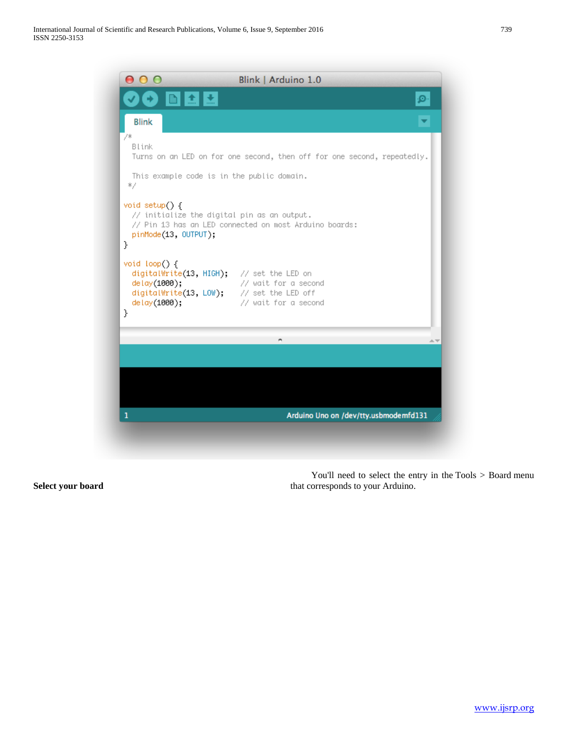```
/*
  Blink
  Turns on an LED on for one second, then off for one second, repeatedly.

  This example code is in the public domain.
 */

void setup() {
  // initialize the digital pin as an output.
  // Pin 13 has an LED connected on most Arduino boards:
  pinMode(13, OUTPUT);
}

void loop() {
  digitalWrite(13, HIGH);   // set the LED on
  delay(1000);              // wait for a second
  digitalWrite(13, LOW);    // set the LED off
  delay(1000);              // wait for a second
}
```

**Select your board**

You'll need to select the entry in the Tools > Board menu that corresponds to your Arduino.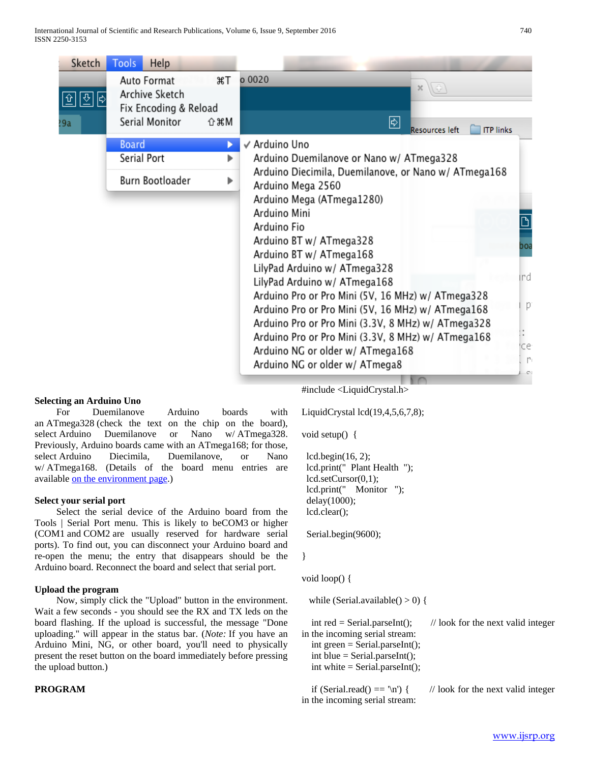**Selecting an Arduino Uno**

For Duemilanove Arduino boards with an ATmega328 (check the text on the chip on the board), select Arduino Duemilanove or Nano w/ ATmega328. Previously, Arduino boards came with an ATmega168; for those, select Arduino Diecimila, Duemilanove, or Nano w/ ATmega168. (Details of the board menu entries are available on the environment page.)

**Select your serial port**

Select the serial device of the Arduino board from the Tools | Serial Port menu. This is likely to beCOM3 or higher (COM1 and COM2 are usually reserved for hardware serial ports). To find out, you can disconnect your Arduino board and re-open the menu; the entry that disappears should be the Arduino board. Reconnect the board and select that serial port.

**Upload the program**

Now, simply click the "Upload" button in the environment. Wait a few seconds - you should see the RX and TX leds on the board flashing. If the upload is successful, the message "Done uploading." will appear in the status bar. (*Note:* If you have an Arduino Mini, NG, or other board, you'll need to physically present the reset button on the board immediately before pressing the upload button.)

**PROGRAM**

```
#include <LiquidCrystal.h>

LiquidCrystal lcd(19,4,5,6,7,8);

void setup()  {

 lcd.begin(16, 2);
 lcd.print("  Plant Health  ");
 lcd.setCursor(0,1);
 lcd.print("    Monitor   ");
 delay(1000);
 lcd.clear();

 Serial.begin(9600);

}

void loop() {

  while (Serial.available() > 0) {

   int red = Serial.parseInt();     // look for the next valid integer in the incoming serial stream:
   int green = Serial.parseInt();
   int blue = Serial.parseInt();
   int white = Serial.parseInt();

   if (Serial.read() == '\n') {     // look for the next valid integer in the incoming serial stream:
```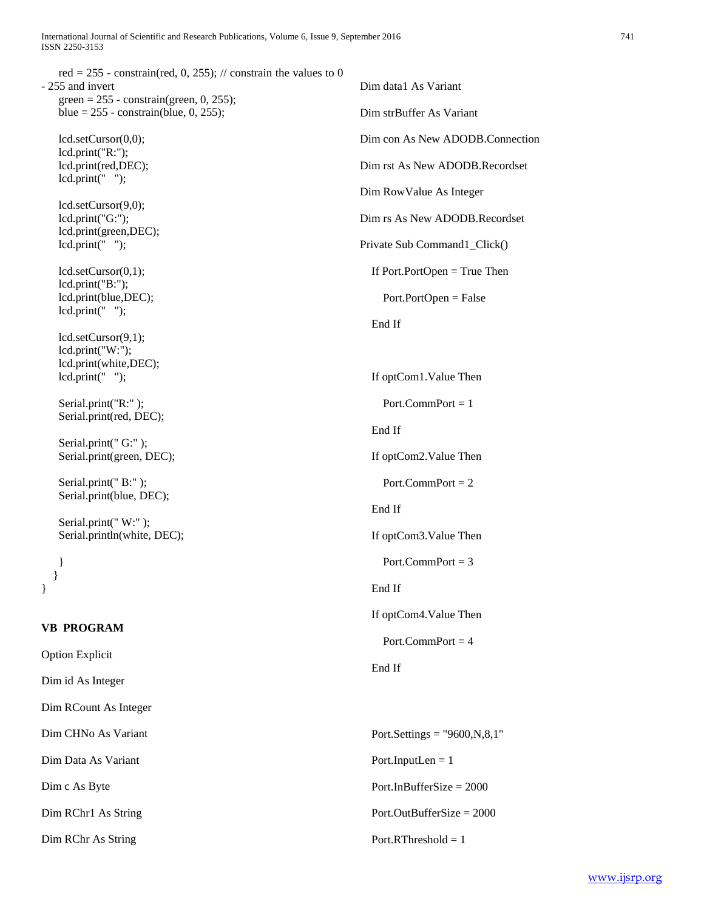```
    red = 255 - constrain(red, 0, 255); // constrain the values to 0 - 255 and invert
    green = 255 - constrain(green, 0, 255);
    blue = 255 - constrain(blue, 0, 255);

    lcd.setCursor(0,0);
    lcd.print("R:");
    lcd.print(red,DEC);
    lcd.print("  ");

    lcd.setCursor(9,0);
    lcd.print("G:");
    lcd.print(green,DEC);
    lcd.print("  ");

    lcd.setCursor(0,1);
    lcd.print("B:");
    lcd.print(blue,DEC);
    lcd.print("  ");

    lcd.setCursor(9,1);
    lcd.print("W:");
    lcd.print(white,DEC);
    lcd.print("  ");

    Serial.print("R:" );
    Serial.print(red, DEC);

    Serial.print(" G:" );
    Serial.print(green, DEC);

    Serial.print(" B:" );
    Serial.print(blue, DEC);

    Serial.print(" W:" );
    Serial.println(white, DEC);

    }
  }
}
```

**VB PROGRAM**

```
Option Explicit

Dim id As Integer

Dim RCount As Integer

Dim CHNo As Variant

Dim Data As Variant

Dim c As Byte

Dim RChr1 As String

Dim RChr As String

Dim data1 As Variant

Dim strBuffer As Variant

Dim con As New ADODB.Connection

Dim rst As New ADODB.Recordset

Dim RowValue As Integer

Dim rs As New ADODB.Recordset

Private Sub Command1_Click()

  If Port.PortOpen = True Then

    Port.PortOpen = False

  End If



  If optCom1.Value Then

    Port.CommPort = 1

  End If

  If optCom2.Value Then

    Port.CommPort = 2

  End If

  If optCom3.Value Then

    Port.CommPort = 3

  End If

  If optCom4.Value Then

    Port.CommPort = 4

  End If



  Port.Settings = "9600,N,8,1"

  Port.InputLen = 1

  Port.InBufferSize = 2000

  Port.OutBufferSize = 2000

  Port.RThreshold = 1
```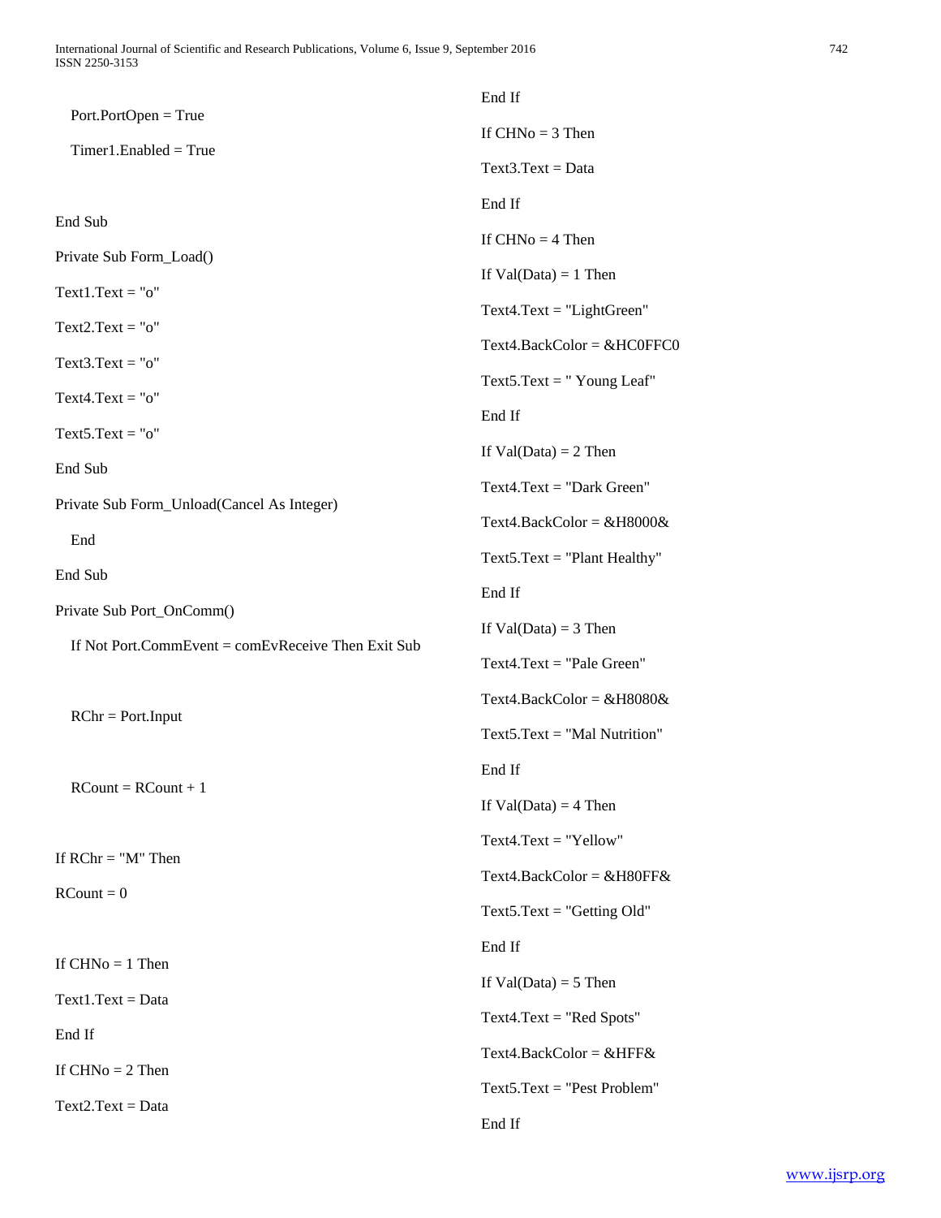```
   Port.PortOpen = True
   Timer1.Enabled = True

End Sub
Private Sub Form_Load()
Text1.Text = "o"
Text2.Text = "o"
Text3.Text = "o"
Text4.Text = "o"
Text5.Text = "o"
End Sub
Private Sub Form_Unload(Cancel As Integer)
   End
End Sub
Private Sub Port_OnComm()
   If Not Port.CommEvent = comEvReceive Then Exit Sub

   RChr = Port.Input

   RCount = RCount + 1

If RChr = "M" Then
RCount = 0

If CHNo = 1 Then
Text1.Text = Data
End If
If CHNo = 2 Then
Text2.Text = Data
End If
If CHNo = 3 Then
Text3.Text = Data
End If
If CHNo = 4 Then
If Val(Data) = 1 Then
Text4.Text = "LightGreen"
Text4.BackColor = &HC0FFC0
Text5.Text = " Young Leaf"
End If
If Val(Data) = 2 Then
Text4.Text = "Dark Green"
Text4.BackColor = &H8000&
Text5.Text = "Plant Healthy"
End If
If Val(Data) = 3 Then
Text4.Text = "Pale Green"
Text4.BackColor = &H8080&
Text5.Text = "Mal Nutrition"
End If
If Val(Data) = 4 Then
Text4.Text = "Yellow"
Text4.BackColor = &H80FF&
Text5.Text = "Getting Old"
End If
If Val(Data) = 5 Then
Text4.Text = "Red Spots"
Text4.BackColor = &HFF&
Text5.Text = "Pest Problem"
End If
```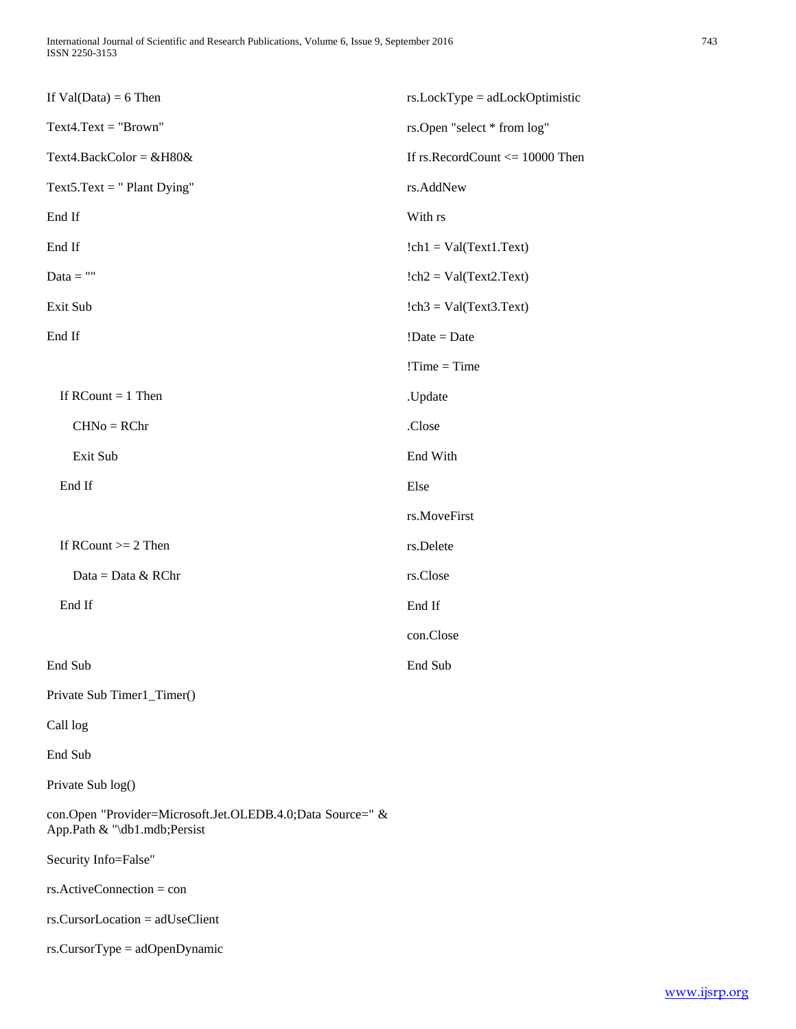```
If Val(Data) = 6 Then

Text4.Text = "Brown"

Text4.BackColor = &H80&

Text5.Text = " Plant Dying"

End If

End If

Data = ""

Exit Sub

End If

   If RCount = 1 Then

      CHNo = RChr

      Exit Sub

   End If

   If RCount >= 2 Then

      Data = Data & RChr

   End If

End Sub

Private Sub Timer1_Timer()

Call log

End Sub

Private Sub log()

con.Open "Provider=Microsoft.Jet.OLEDB.4.0;Data Source=" & App.Path & "\db1.mdb;Persist

Security Info=False"

rs.ActiveConnection = con

rs.CursorLocation = adUseClient

rs.CursorType = adOpenDynamic

rs.LockType = adLockOptimistic

rs.Open "select * from log"

If rs.RecordCount <= 10000 Then

rs.AddNew

With rs

!ch1 = Val(Text1.Text)

!ch2 = Val(Text2.Text)

!ch3 = Val(Text3.Text)

!Date = Date

!Time = Time

.Update

.Close

End With

Else

rs.MoveFirst

rs.Delete

rs.Close

End If

con.Close

End Sub
```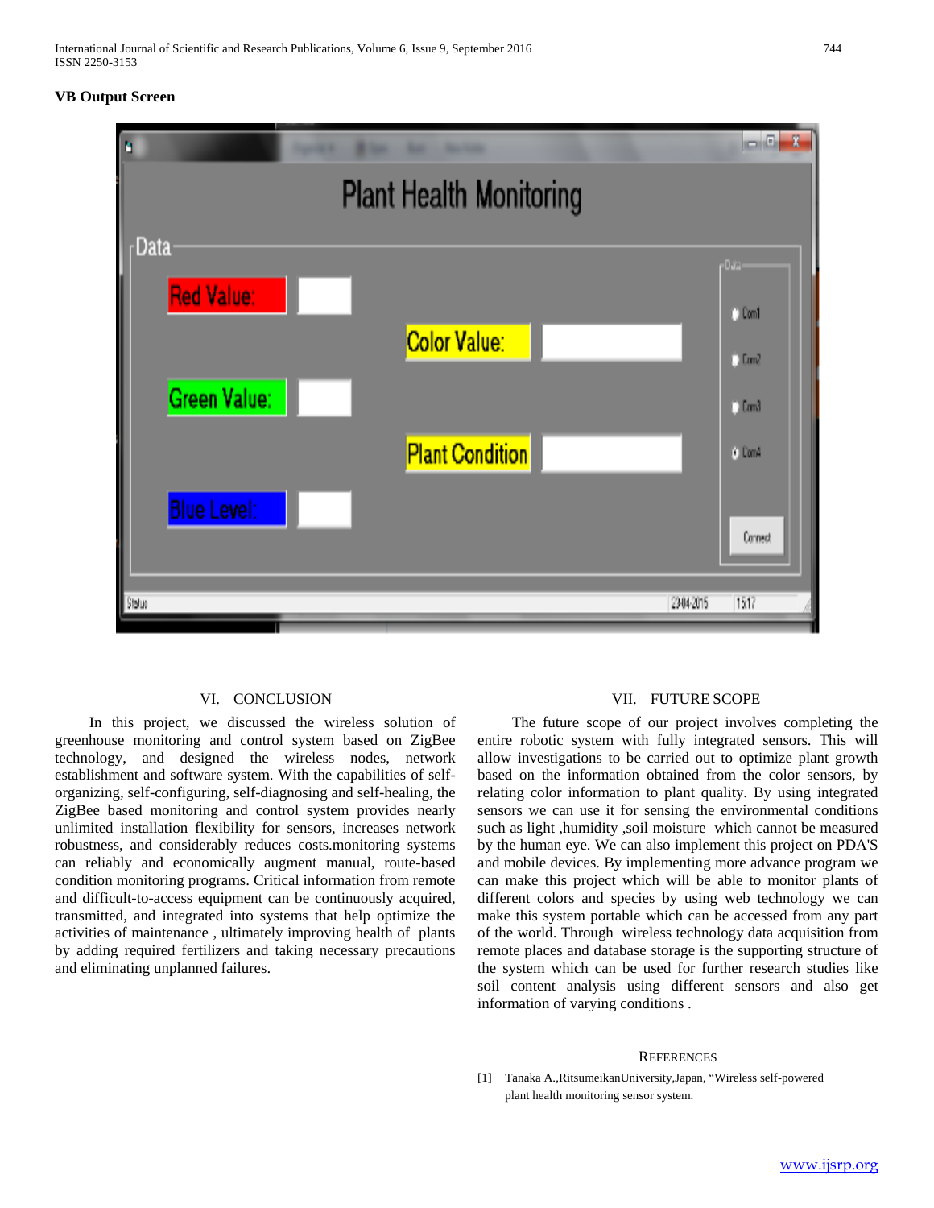**VB Output Screen**

Plant Health Monitoring

Data

Red Value:

Green Value:

Blue Level:

Color Value:

Plant Condition

Data

Com1

Com2

Com3

Com4

Connect

Status

23-04-2015

15:17

## VI. CONCLUSION

In this project, we discussed the wireless solution of greenhouse monitoring and control system based on ZigBee technology, and designed the wireless nodes, network establishment and software system. With the capabilities of self-organizing, self-configuring, self-diagnosing and self-healing, the ZigBee based monitoring and control system provides nearly unlimited installation flexibility for sensors, increases network robustness, and considerably reduces costs.monitoring systems can reliably and economically augment manual, route-based condition monitoring programs. Critical information from remote and difficult-to-access equipment can be continuously acquired, transmitted, and integrated into systems that help optimize the activities of maintenance , ultimately improving health of plants by adding required fertilizers and taking necessary precautions and eliminating unplanned failures.

## VII. FUTURE SCOPE

The future scope of our project involves completing the entire robotic system with fully integrated sensors. This will allow investigations to be carried out to optimize plant growth based on the information obtained from the color sensors, by relating color information to plant quality. By using integrated sensors we can use it for sensing the environmental conditions such as light ,humidity ,soil moisture which cannot be measured by the human eye. We can also implement this project on PDA'S and mobile devices. By implementing more advance program we can make this project which will be able to monitor plants of different colors and species by using web technology we can make this system portable which can be accessed from any part of the world. Through wireless technology data acquisition from remote places and database storage is the supporting structure of the system which can be used for further research studies like soil content analysis using different sensors and also get information of varying conditions .

## REFERENCES

[1] Tanaka A.,RitsumeikanUniversity,Japan, "Wireless self-powered plant health monitoring sensor system.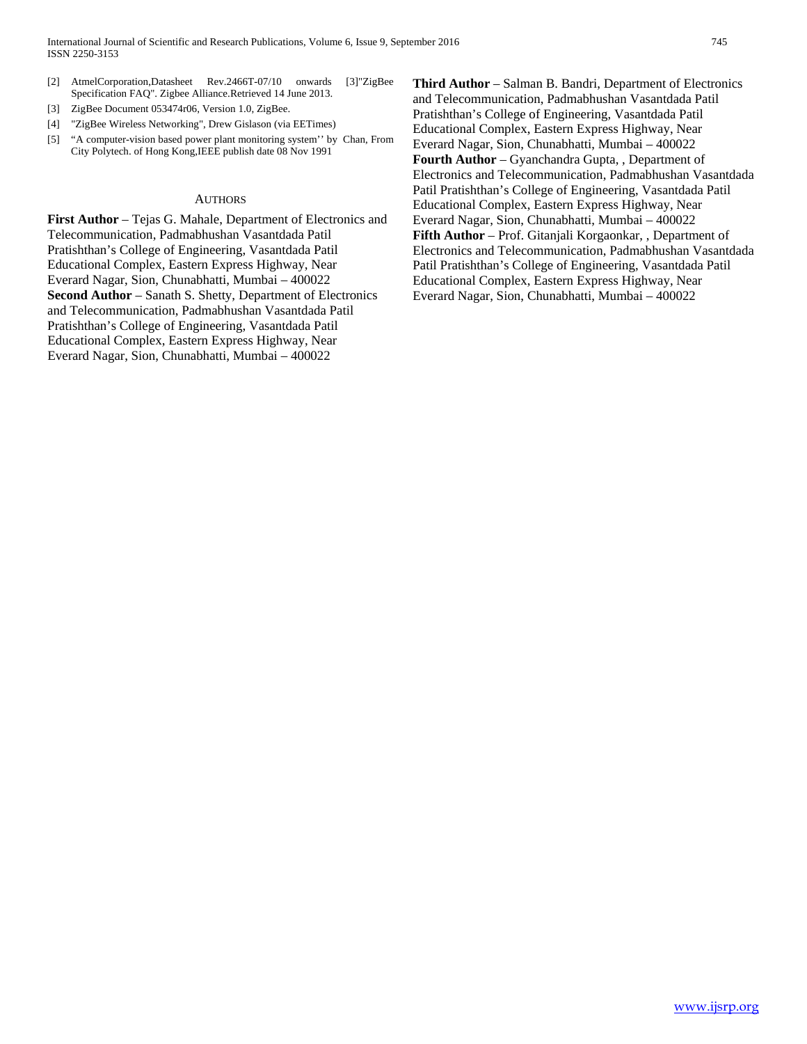[2] AtmelCorporation,Datasheet Rev.2466T-07/10 onwards [3]"ZigBee Specification FAQ". Zigbee Alliance.Retrieved 14 June 2013.

[3] ZigBee Document 053474r06, Version 1.0, ZigBee.

[4] "ZigBee Wireless Networking", Drew Gislason (via EETimes)

[5] "A computer-vision based power plant monitoring system'' by Chan, From City Polytech. of Hong Kong,IEEE publish date 08 Nov 1991

## AUTHORS

**First Author** – Tejas G. Mahale, Department of Electronics and Telecommunication, Padmabhushan Vasantdada Patil Pratishthan's College of Engineering, Vasantdada Patil Educational Complex, Eastern Express Highway, Near Everard Nagar, Sion, Chunabhatti, Mumbai – 400022

**Second Author** – Sanath S. Shetty, Department of Electronics and Telecommunication, Padmabhushan Vasantdada Patil Pratishthan's College of Engineering, Vasantdada Patil Educational Complex, Eastern Express Highway, Near Everard Nagar, Sion, Chunabhatti, Mumbai – 400022

**Third Author** – Salman B. Bandri, Department of Electronics and Telecommunication, Padmabhushan Vasantdada Patil Pratishthan's College of Engineering, Vasantdada Patil Educational Complex, Eastern Express Highway, Near Everard Nagar, Sion, Chunabhatti, Mumbai – 400022

**Fourth Author** – Gyanchandra Gupta, , Department of Electronics and Telecommunication, Padmabhushan Vasantdada Patil Pratishthan's College of Engineering, Vasantdada Patil Educational Complex, Eastern Express Highway, Near Everard Nagar, Sion, Chunabhatti, Mumbai – 400022

**Fifth Author** – Prof. Gitanjali Korgaonkar, , Department of Electronics and Telecommunication, Padmabhushan Vasantdada Patil Pratishthan's College of Engineering, Vasantdada Patil Educational Complex, Eastern Express Highway, Near Everard Nagar, Sion, Chunabhatti, Mumbai – 400022